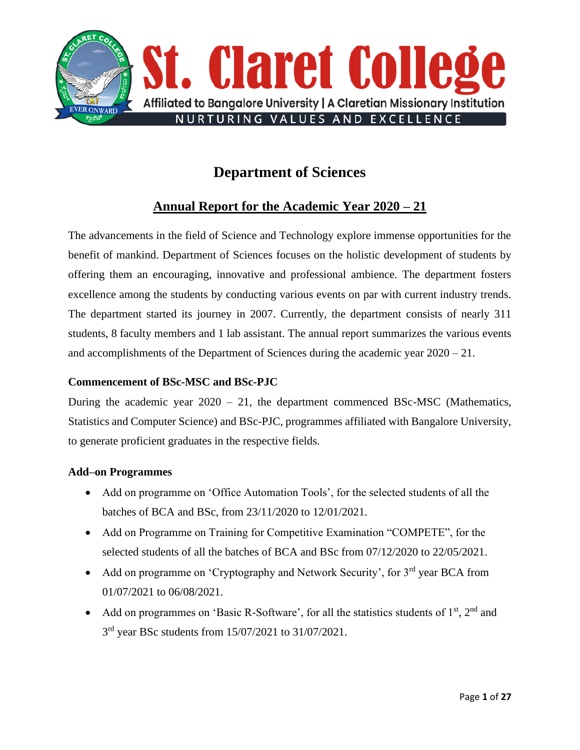# St. Claret College

Affiliated to Bangalore University | A Claretian Missionary Institution

NURTURING VALUES AND EXCELLENCE

## Department of Sciences

## Annual Report for the Academic Year 2020 – 21

The advancements in the field of Science and Technology explore immense opportunities for the benefit of mankind. Department of Sciences focuses on the holistic development of students by offering them an encouraging, innovative and professional ambience. The department fosters excellence among the students by conducting various events on par with current industry trends. The department started its journey in 2007. Currently, the department consists of nearly 311 students, 8 faculty members and 1 lab assistant. The annual report summarizes the various events and accomplishments of the Department of Sciences during the academic year 2020 – 21.

**Commencement of BSc-MSC and BSc-PJC**

During the academic year 2020 – 21, the department commenced BSc-MSC (Mathematics, Statistics and Computer Science) and BSc-PJC, programmes affiliated with Bangalore University, to generate proficient graduates in the respective fields.

**Add–on Programmes**

- Add on programme on 'Office Automation Tools', for the selected students of all the batches of BCA and BSc, from 23/11/2020 to 12/01/2021.
- Add on Programme on Training for Competitive Examination "COMPETE", for the selected students of all the batches of BCA and BSc from 07/12/2020 to 22/05/2021.
- Add on programme on 'Cryptography and Network Security', for 3rd year BCA from 01/07/2021 to 06/08/2021.
- Add on programmes on 'Basic R-Software', for all the statistics students of 1st, 2nd and 3rd year BSc students from 15/07/2021 to 31/07/2021.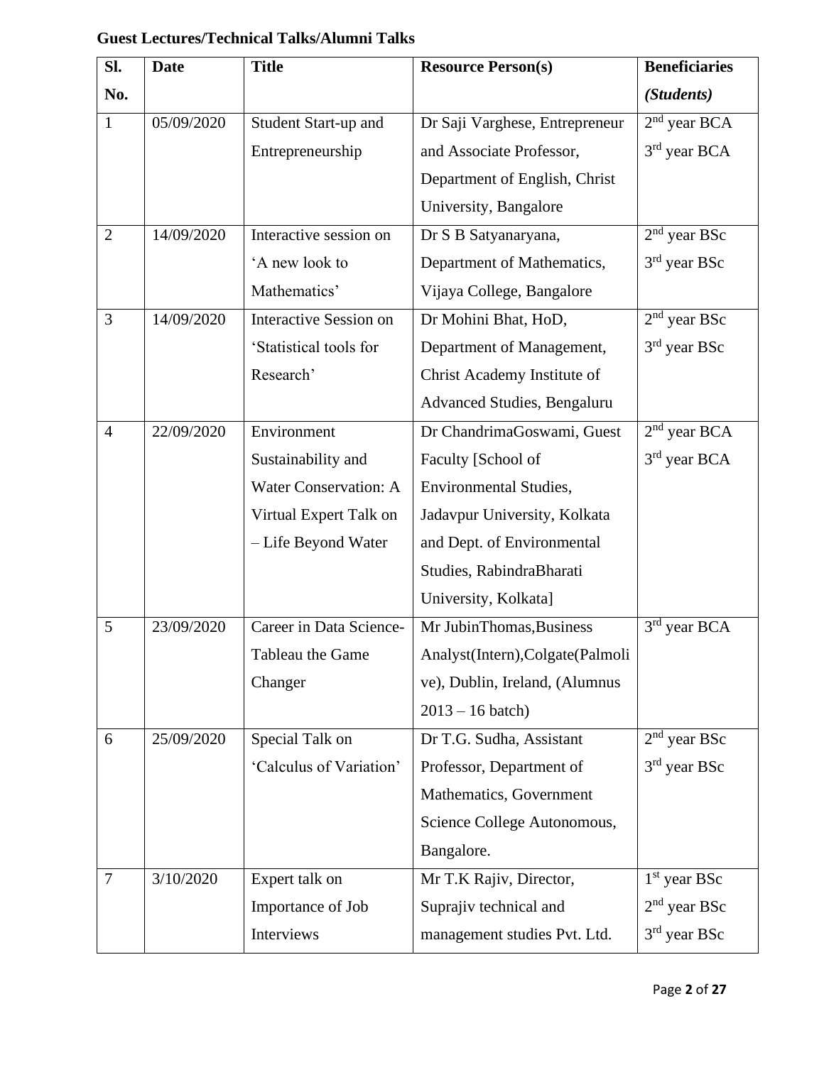**Guest Lectures/Technical Talks/Alumni Talks**

| Sl. No. | Date | Title | Resource Person(s) | Beneficiaries *(Students)* |
| --- | --- | --- | --- | --- |
| 1 | 05/09/2020 | Student Start-up and Entrepreneurship | Dr Saji Varghese, Entrepreneur and Associate Professor, Department of English, Christ University, Bangalore | 2nd year BCA<br>3rd year BCA |
| 2 | 14/09/2020 | Interactive session on 'A new look to Mathematics' | Dr S B Satyanaryana, Department of Mathematics, Vijaya College, Bangalore | 2nd year BSc<br>3rd year BSc |
| 3 | 14/09/2020 | Interactive Session on 'Statistical tools for Research' | Dr Mohini Bhat, HoD, Department of Management, Christ Academy Institute of Advanced Studies, Bengaluru | 2nd year BSc<br>3rd year BSc |
| 4 | 22/09/2020 | Environment Sustainability and Water Conservation: A Virtual Expert Talk on – Life Beyond Water | Dr ChandrimaGoswami, Guest Faculty [School of Environmental Studies, Jadavpur University, Kolkata and Dept. of Environmental Studies, RabindraBharati University, Kolkata] | 2nd year BCA<br>3rd year BCA |
| 5 | 23/09/2020 | Career in Data Science-Tableau the Game Changer | Mr JubinThomas,Business Analyst(Intern),Colgate(Palmolive), Dublin, Ireland, (Alumnus 2013 – 16 batch) | 3rd year BCA |
| 6 | 25/09/2020 | Special Talk on 'Calculus of Variation' | Dr T.G. Sudha, Assistant Professor, Department of Mathematics, Government Science College Autonomous, Bangalore. | 2nd year BSc<br>3rd year BSc |
| 7 | 3/10/2020 | Expert talk on Importance of Job Interviews | Mr T.K Rajiv, Director, Suprajiv technical and management studies Pvt. Ltd. | 1st year BSc<br>2nd year BSc<br>3rd year BSc |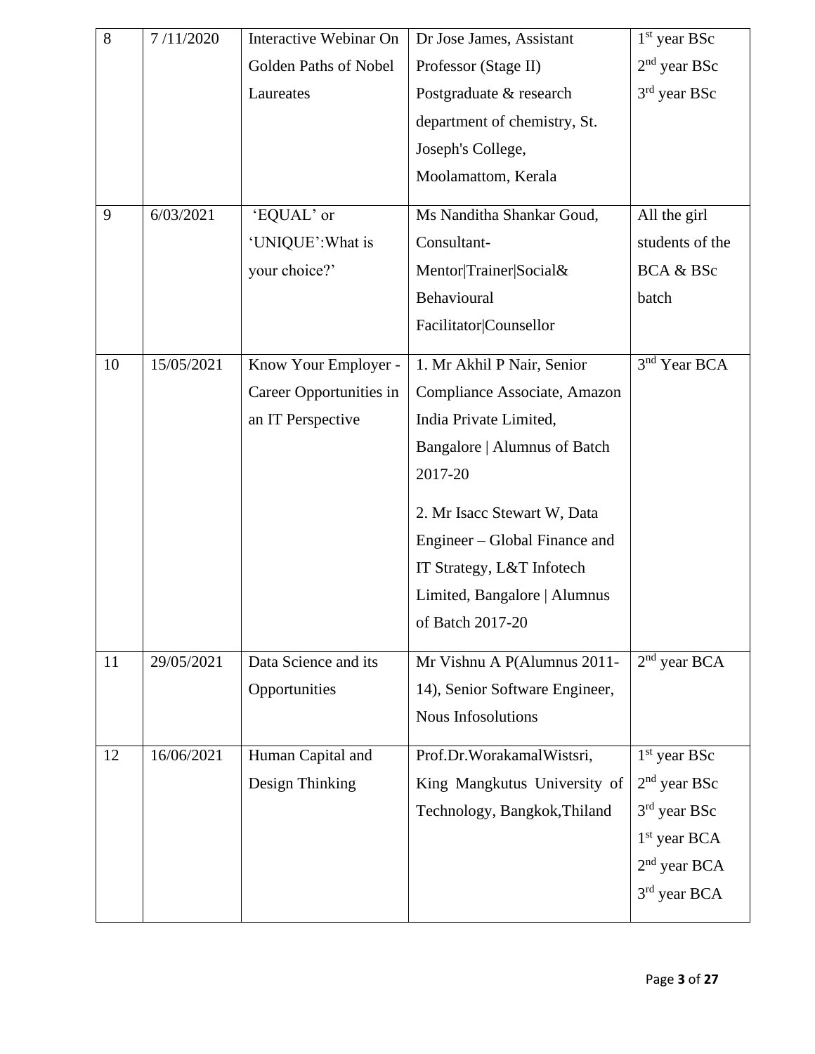| 8 | 7 /11/2020 | Interactive Webinar On Golden Paths of Nobel Laureates | Dr Jose James, Assistant Professor (Stage II) Postgraduate & research department of chemistry, St. Joseph's College, Moolamattom, Kerala | 1st year BSc<br>2nd year BSc<br>3rd year BSc |
|---|---|---|---|---|
| 9 | 6/03/2021 | 'EQUAL' or 'UNIQUE':What is your choice?' | Ms Nanditha Shankar Goud, Consultant-Mentor\|Trainer\|Social& Behavioural Facilitator\|Counsellor | All the girl students of the BCA & BSc batch |
| 10 | 15/05/2021 | Know Your Employer - Career Opportunities in an IT Perspective | 1. Mr Akhil P Nair, Senior Compliance Associate, Amazon India Private Limited, Bangalore \| Alumnus of Batch 2017-20<br>2. Mr Isacc Stewart W, Data Engineer – Global Finance and IT Strategy, L&T Infotech Limited, Bangalore \| Alumnus of Batch 2017-20 | 3nd Year BCA |
| 11 | 29/05/2021 | Data Science and its Opportunities | Mr Vishnu A P(Alumnus 2011-14), Senior Software Engineer, Nous Infosolutions | 2nd year BCA |
| 12 | 16/06/2021 | Human Capital and Design Thinking | Prof.Dr.WorakamalWistsri, King Mangkutus University of Technology, Bangkok,Thiland | 1st year BSc<br>2nd year BSc<br>3rd year BSc<br>1st year BCA<br>2nd year BCA<br>3rd year BCA |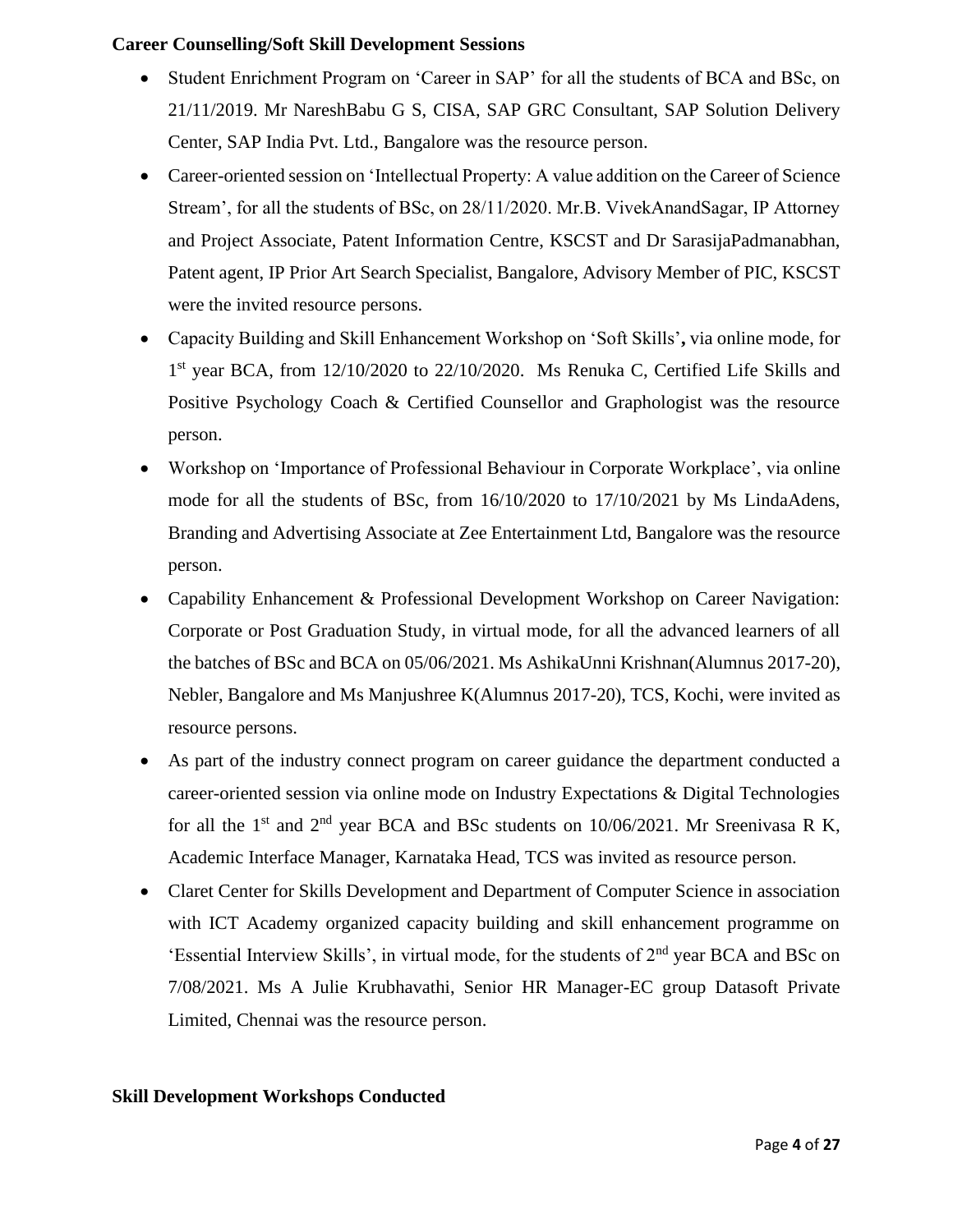**Career Counselling/Soft Skill Development Sessions**

- Student Enrichment Program on 'Career in SAP' for all the students of BCA and BSc, on 21/11/2019. Mr NareshBabu G S, CISA, SAP GRC Consultant, SAP Solution Delivery Center, SAP India Pvt. Ltd., Bangalore was the resource person.
- Career-oriented session on 'Intellectual Property: A value addition on the Career of Science Stream', for all the students of BSc, on 28/11/2020. Mr.B. VivekAnandSagar, IP Attorney and Project Associate, Patent Information Centre, KSCST and Dr SarasijaPadmanabhan, Patent agent, IP Prior Art Search Specialist, Bangalore, Advisory Member of PIC, KSCST were the invited resource persons.
- Capacity Building and Skill Enhancement Workshop on 'Soft Skills'**,** via online mode, for 1st year BCA, from 12/10/2020 to 22/10/2020. Ms Renuka C, Certified Life Skills and Positive Psychology Coach & Certified Counsellor and Graphologist was the resource person.
- Workshop on 'Importance of Professional Behaviour in Corporate Workplace', via online mode for all the students of BSc, from 16/10/2020 to 17/10/2021 by Ms LindaAdens, Branding and Advertising Associate at Zee Entertainment Ltd, Bangalore was the resource person.
- Capability Enhancement & Professional Development Workshop on Career Navigation: Corporate or Post Graduation Study, in virtual mode, for all the advanced learners of all the batches of BSc and BCA on 05/06/2021. Ms AshikaUnni Krishnan(Alumnus 2017-20), Nebler, Bangalore and Ms Manjushree K(Alumnus 2017-20), TCS, Kochi, were invited as resource persons.
- As part of the industry connect program on career guidance the department conducted a career-oriented session via online mode on Industry Expectations & Digital Technologies for all the 1st and 2nd year BCA and BSc students on 10/06/2021. Mr Sreenivasa R K, Academic Interface Manager, Karnataka Head, TCS was invited as resource person.
- Claret Center for Skills Development and Department of Computer Science in association with ICT Academy organized capacity building and skill enhancement programme on 'Essential Interview Skills', in virtual mode, for the students of 2nd year BCA and BSc on 7/08/2021. Ms A Julie Krubhavathi, Senior HR Manager-EC group Datasoft Private Limited, Chennai was the resource person.

**Skill Development Workshops Conducted**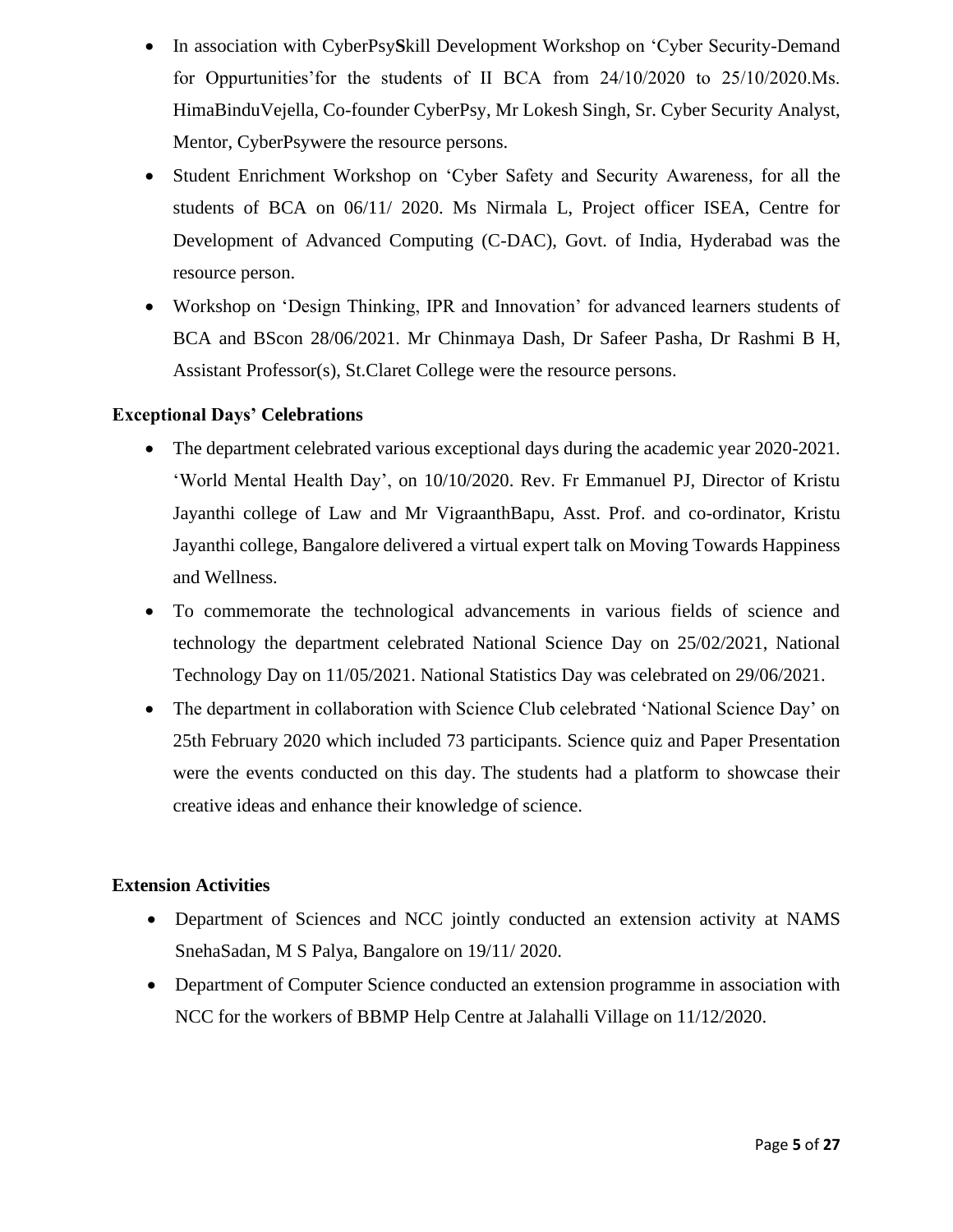- In association with CyberPsy**S**kill Development Workshop on 'Cyber Security-Demand for Oppurtunities'for the students of II BCA from 24/10/2020 to 25/10/2020.Ms. HimaBinduVejella, Co-founder CyberPsy, Mr Lokesh Singh, Sr. Cyber Security Analyst, Mentor, CyberPsywere the resource persons.
- Student Enrichment Workshop on 'Cyber Safety and Security Awareness, for all the students of BCA on 06/11/ 2020. Ms Nirmala L, Project officer ISEA, Centre for Development of Advanced Computing (C-DAC), Govt. of India, Hyderabad was the resource person.
- Workshop on 'Design Thinking, IPR and Innovation' for advanced learners students of BCA and BScon 28/06/2021. Mr Chinmaya Dash, Dr Safeer Pasha, Dr Rashmi B H, Assistant Professor(s), St.Claret College were the resource persons.

**Exceptional Days' Celebrations**

- The department celebrated various exceptional days during the academic year 2020-2021. 'World Mental Health Day', on 10/10/2020. Rev. Fr Emmanuel PJ, Director of Kristu Jayanthi college of Law and Mr VigraanthBapu, Asst. Prof. and co-ordinator, Kristu Jayanthi college, Bangalore delivered a virtual expert talk on Moving Towards Happiness and Wellness.
- To commemorate the technological advancements in various fields of science and technology the department celebrated National Science Day on 25/02/2021, National Technology Day on 11/05/2021. National Statistics Day was celebrated on 29/06/2021.
- The department in collaboration with Science Club celebrated 'National Science Day' on 25th February 2020 which included 73 participants. Science quiz and Paper Presentation were the events conducted on this day. The students had a platform to showcase their creative ideas and enhance their knowledge of science.

**Extension Activities**

- Department of Sciences and NCC jointly conducted an extension activity at NAMS SnehaSadan, M S Palya, Bangalore on 19/11/ 2020.
- Department of Computer Science conducted an extension programme in association with NCC for the workers of BBMP Help Centre at Jalahalli Village on 11/12/2020.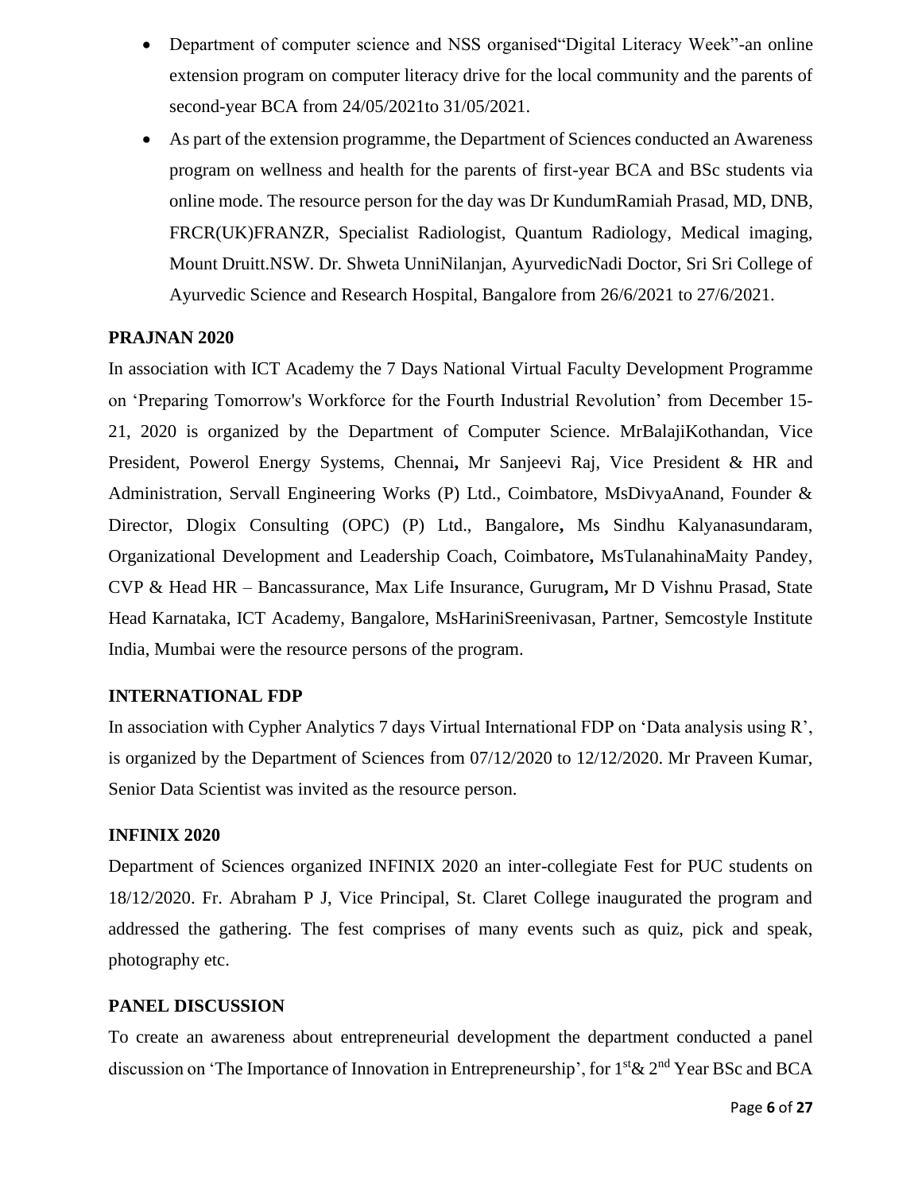- Department of computer science and NSS organised"Digital Literacy Week"-an online extension program on computer literacy drive for the local community and the parents of second-year BCA from 24/05/2021to 31/05/2021.
- As part of the extension programme, the Department of Sciences conducted an Awareness program on wellness and health for the parents of first-year BCA and BSc students via online mode. The resource person for the day was Dr KundumRamiah Prasad, MD, DNB, FRCR(UK)FRANZR, Specialist Radiologist, Quantum Radiology, Medical imaging, Mount Druitt.NSW. Dr. Shweta UnniNilanjan, AyurvedicNadi Doctor, Sri Sri College of Ayurvedic Science and Research Hospital, Bangalore from 26/6/2021 to 27/6/2021.

**PRAJNAN 2020**

In association with ICT Academy the 7 Days National Virtual Faculty Development Programme on 'Preparing Tomorrow's Workforce for the Fourth Industrial Revolution' from December 15-21, 2020 is organized by the Department of Computer Science. MrBalajiKothandan, Vice President, Powerol Energy Systems, Chennai**,** Mr Sanjeevi Raj, Vice President & HR and Administration, Servall Engineering Works (P) Ltd., Coimbatore, MsDivyaAnand, Founder & Director, Dlogix Consulting (OPC) (P) Ltd., Bangalore**,** Ms Sindhu Kalyanasundaram, Organizational Development and Leadership Coach, Coimbatore**,** MsTulanahinaMaity Pandey, CVP & Head HR – Bancassurance, Max Life Insurance, Gurugram**,** Mr D Vishnu Prasad, State Head Karnataka, ICT Academy, Bangalore, MsHariniSreenivasan, Partner, Semcostyle Institute India, Mumbai were the resource persons of the program.

**INTERNATIONAL FDP**

In association with Cypher Analytics 7 days Virtual International FDP on 'Data analysis using R', is organized by the Department of Sciences from 07/12/2020 to 12/12/2020. Mr Praveen Kumar, Senior Data Scientist was invited as the resource person.

**INFINIX 2020**

Department of Sciences organized INFINIX 2020 an inter-collegiate Fest for PUC students on 18/12/2020. Fr. Abraham P J, Vice Principal, St. Claret College inaugurated the program and addressed the gathering. The fest comprises of many events such as quiz, pick and speak, photography etc.

**PANEL DISCUSSION**

To create an awareness about entrepreneurial development the department conducted a panel discussion on 'The Importance of Innovation in Entrepreneurship', for 1st& 2nd Year BSc and BCA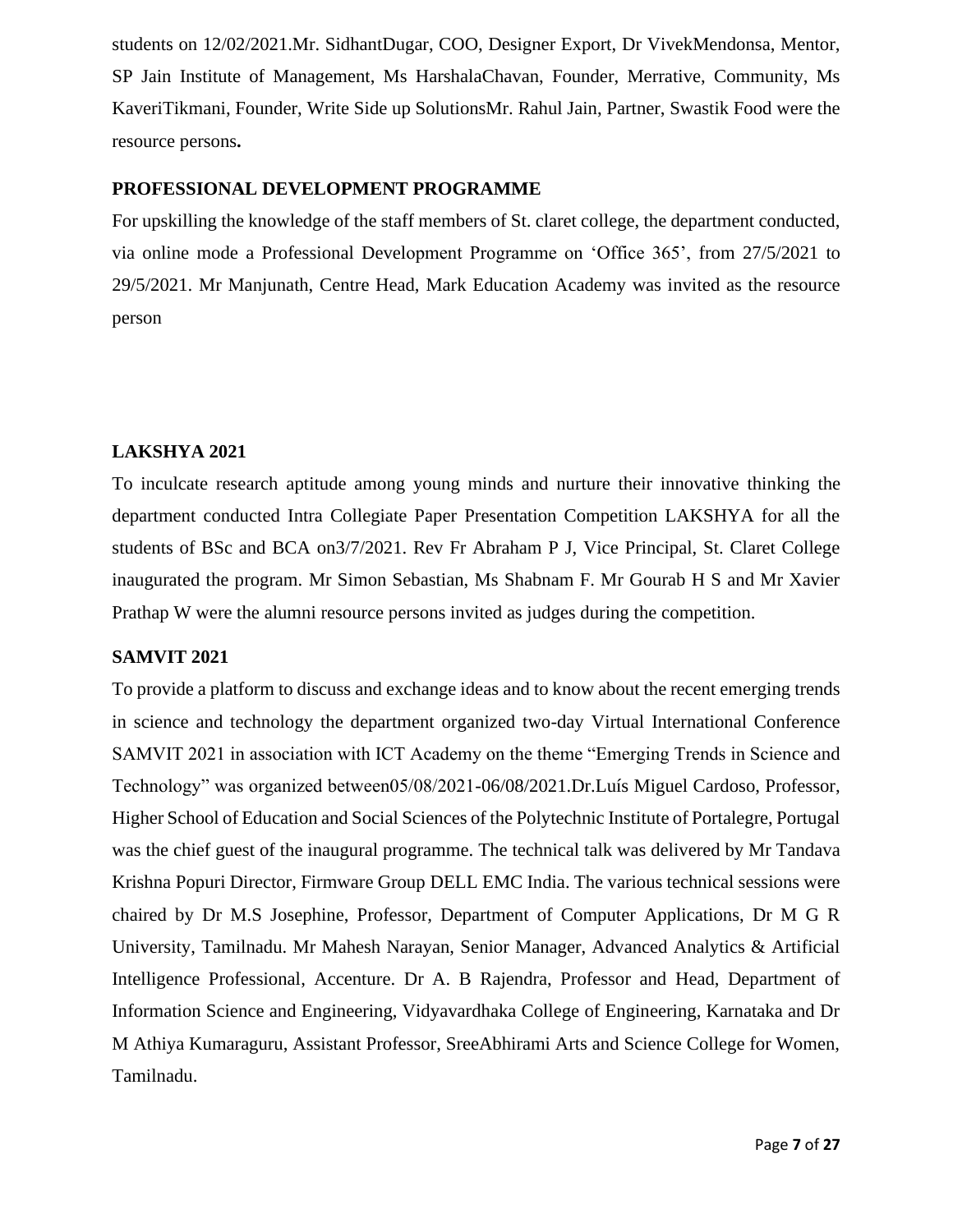students on 12/02/2021.Mr. SidhantDugar, COO, Designer Export, Dr VivekMendonsa, Mentor, SP Jain Institute of Management, Ms HarshalaChavan, Founder, Merrative, Community, Ms KaveriTikmani, Founder, Write Side up SolutionsMr. Rahul Jain, Partner, Swastik Food were the resource persons**.**

**PROFESSIONAL DEVELOPMENT PROGRAMME**

For upskilling the knowledge of the staff members of St. claret college, the department conducted, via online mode a Professional Development Programme on 'Office 365', from 27/5/2021 to 29/5/2021. Mr Manjunath, Centre Head, Mark Education Academy was invited as the resource person

**LAKSHYA 2021**

To inculcate research aptitude among young minds and nurture their innovative thinking the department conducted Intra Collegiate Paper Presentation Competition LAKSHYA for all the students of BSc and BCA on3/7/2021. Rev Fr Abraham P J, Vice Principal, St. Claret College inaugurated the program. Mr Simon Sebastian, Ms Shabnam F. Mr Gourab H S and Mr Xavier Prathap W were the alumni resource persons invited as judges during the competition.

**SAMVIT 2021**

To provide a platform to discuss and exchange ideas and to know about the recent emerging trends in science and technology the department organized two-day Virtual International Conference SAMVIT 2021 in association with ICT Academy on the theme "Emerging Trends in Science and Technology" was organized between05/08/2021-06/08/2021.Dr.Luís Miguel Cardoso, Professor, Higher School of Education and Social Sciences of the Polytechnic Institute of Portalegre, Portugal was the chief guest of the inaugural programme. The technical talk was delivered by Mr Tandava Krishna Popuri Director, Firmware Group DELL EMC India. The various technical sessions were chaired by Dr M.S Josephine, Professor, Department of Computer Applications, Dr M G R University, Tamilnadu. Mr Mahesh Narayan, Senior Manager, Advanced Analytics & Artificial Intelligence Professional, Accenture. Dr A. B Rajendra, Professor and Head, Department of Information Science and Engineering, Vidyavardhaka College of Engineering, Karnataka and Dr M Athiya Kumaraguru, Assistant Professor, SreeAbhirami Arts and Science College for Women, Tamilnadu.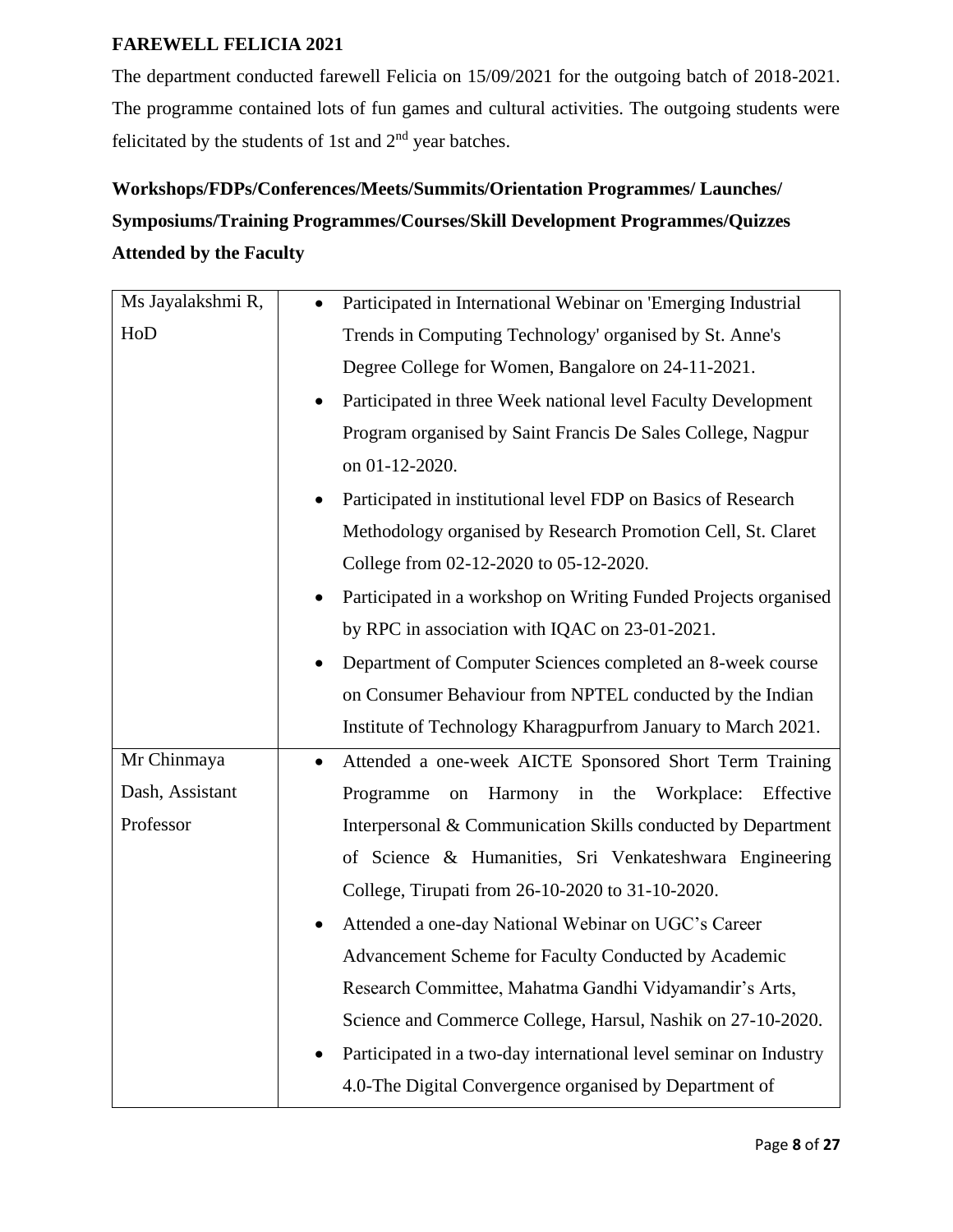**FAREWELL FELICIA 2021**

The department conducted farewell Felicia on 15/09/2021 for the outgoing batch of 2018-2021. The programme contained lots of fun games and cultural activities. The outgoing students were felicitated by the students of 1st and 2nd year batches.

**Workshops/FDPs/Conferences/Meets/Summits/Orientation Programmes/ Launches/ Symposiums/Training Programmes/Courses/Skill Development Programmes/Quizzes Attended by the Faculty**

| | |
|---|---|
| Ms Jayalakshmi R, HoD | • Participated in International Webinar on 'Emerging Industrial Trends in Computing Technology' organised by St. Anne's Degree College for Women, Bangalore on 24-11-2021.<br>• Participated in three Week national level Faculty Development Program organised by Saint Francis De Sales College, Nagpur on 01-12-2020.<br>• Participated in institutional level FDP on Basics of Research Methodology organised by Research Promotion Cell, St. Claret College from 02-12-2020 to 05-12-2020.<br>• Participated in a workshop on Writing Funded Projects organised by RPC in association with IQAC on 23-01-2021.<br>• Department of Computer Sciences completed an 8-week course on Consumer Behaviour from NPTEL conducted by the Indian Institute of Technology Kharagpurfrom January to March 2021. |
| Mr Chinmaya Dash, Assistant Professor | • Attended a one-week AICTE Sponsored Short Term Training Programme on Harmony in the Workplace: Effective Interpersonal & Communication Skills conducted by Department of Science & Humanities, Sri Venkateshwara Engineering College, Tirupati from 26-10-2020 to 31-10-2020.<br>• Attended a one-day National Webinar on UGC's Career Advancement Scheme for Faculty Conducted by Academic Research Committee, Mahatma Gandhi Vidyamandir's Arts, Science and Commerce College, Harsul, Nashik on 27-10-2020.<br>• Participated in a two-day international level seminar on Industry 4.0-The Digital Convergence organised by Department of |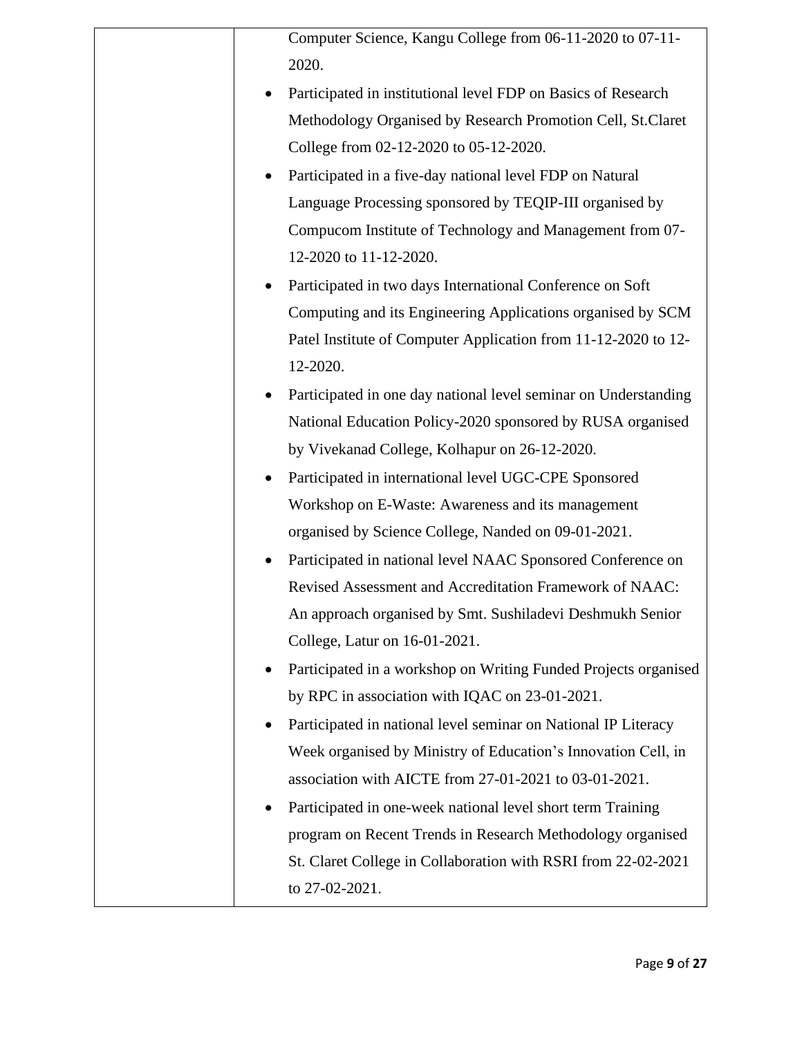| | Computer Science, Kangu College from 06-11-2020 to 07-11-2020.<br>• Participated in institutional level FDP on Basics of Research Methodology Organised by Research Promotion Cell, St.Claret College from 02-12-2020 to 05-12-2020.<br>• Participated in a five-day national level FDP on Natural Language Processing sponsored by TEQIP-III organised by Compucom Institute of Technology and Management from 07-12-2020 to 11-12-2020.<br>• Participated in two days International Conference on Soft Computing and its Engineering Applications organised by SCM Patel Institute of Computer Application from 11-12-2020 to 12-12-2020.<br>• Participated in one day national level seminar on Understanding National Education Policy-2020 sponsored by RUSA organised by Vivekanad College, Kolhapur on 26-12-2020.<br>• Participated in international level UGC-CPE Sponsored Workshop on E-Waste: Awareness and its management organised by Science College, Nanded on 09-01-2021.<br>• Participated in national level NAAC Sponsored Conference on Revised Assessment and Accreditation Framework of NAAC: An approach organised by Smt. Sushiladevi Deshmukh Senior College, Latur on 16-01-2021.<br>• Participated in a workshop on Writing Funded Projects organised by RPC in association with IQAC on 23-01-2021.<br>• Participated in national level seminar on National IP Literacy Week organised by Ministry of Education's Innovation Cell, in association with AICTE from 27-01-2021 to 03-01-2021.<br>• Participated in one-week national level short term Training program on Recent Trends in Research Methodology organised St. Claret College in Collaboration with RSRI from 22-02-2021 to 27-02-2021. |
|---|---|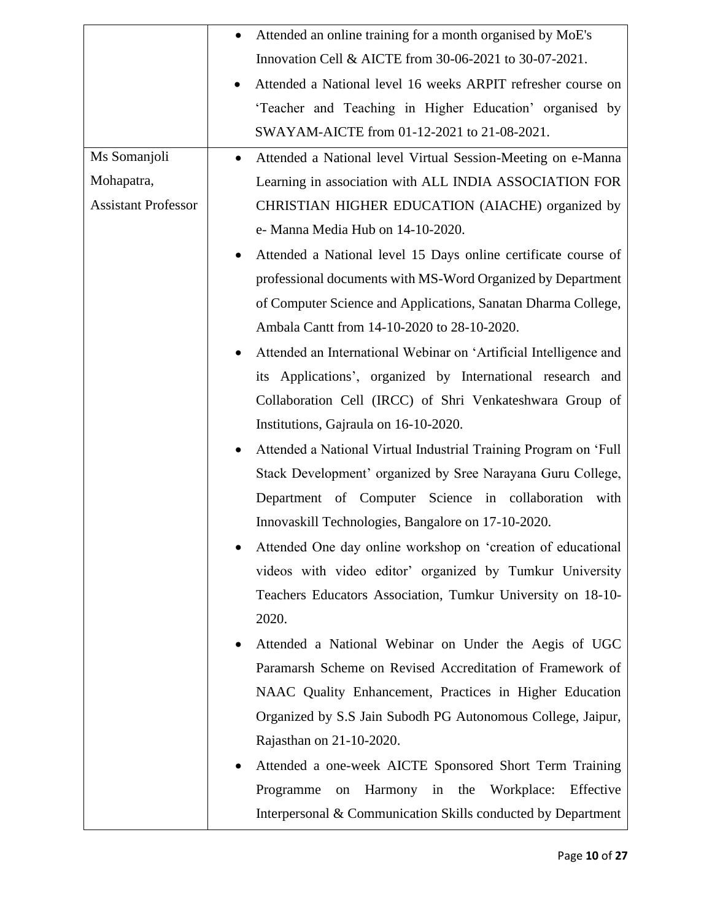| | |
|---|---|
| | • Attended an online training for a month organised by MoE's Innovation Cell & AICTE from 30-06-2021 to 30-07-2021.<br>• Attended a National level 16 weeks ARPIT refresher course on 'Teacher and Teaching in Higher Education' organised by SWAYAM-AICTE from 01-12-2021 to 21-08-2021. |
| Ms Somanjoli Mohapatra, Assistant Professor | • Attended a National level Virtual Session-Meeting on e-Manna Learning in association with ALL INDIA ASSOCIATION FOR CHRISTIAN HIGHER EDUCATION (AIACHE) organized by e- Manna Media Hub on 14-10-2020.<br>• Attended a National level 15 Days online certificate course of professional documents with MS-Word Organized by Department of Computer Science and Applications, Sanatan Dharma College, Ambala Cantt from 14-10-2020 to 28-10-2020.<br>• Attended an International Webinar on 'Artificial Intelligence and its Applications', organized by International research and Collaboration Cell (IRCC) of Shri Venkateshwara Group of Institutions, Gajraula on 16-10-2020.<br>• Attended a National Virtual Industrial Training Program on 'Full Stack Development' organized by Sree Narayana Guru College, Department of Computer Science in collaboration with Innovaskill Technologies, Bangalore on 17-10-2020.<br>• Attended One day online workshop on 'creation of educational videos with video editor' organized by Tumkur University Teachers Educators Association, Tumkur University on 18-10-2020.<br>• Attended a National Webinar on Under the Aegis of UGC Paramarsh Scheme on Revised Accreditation of Framework of NAAC Quality Enhancement, Practices in Higher Education Organized by S.S Jain Subodh PG Autonomous College, Jaipur, Rajasthan on 21-10-2020.<br>• Attended a one-week AICTE Sponsored Short Term Training Programme on Harmony in the Workplace: Effective Interpersonal & Communication Skills conducted by Department |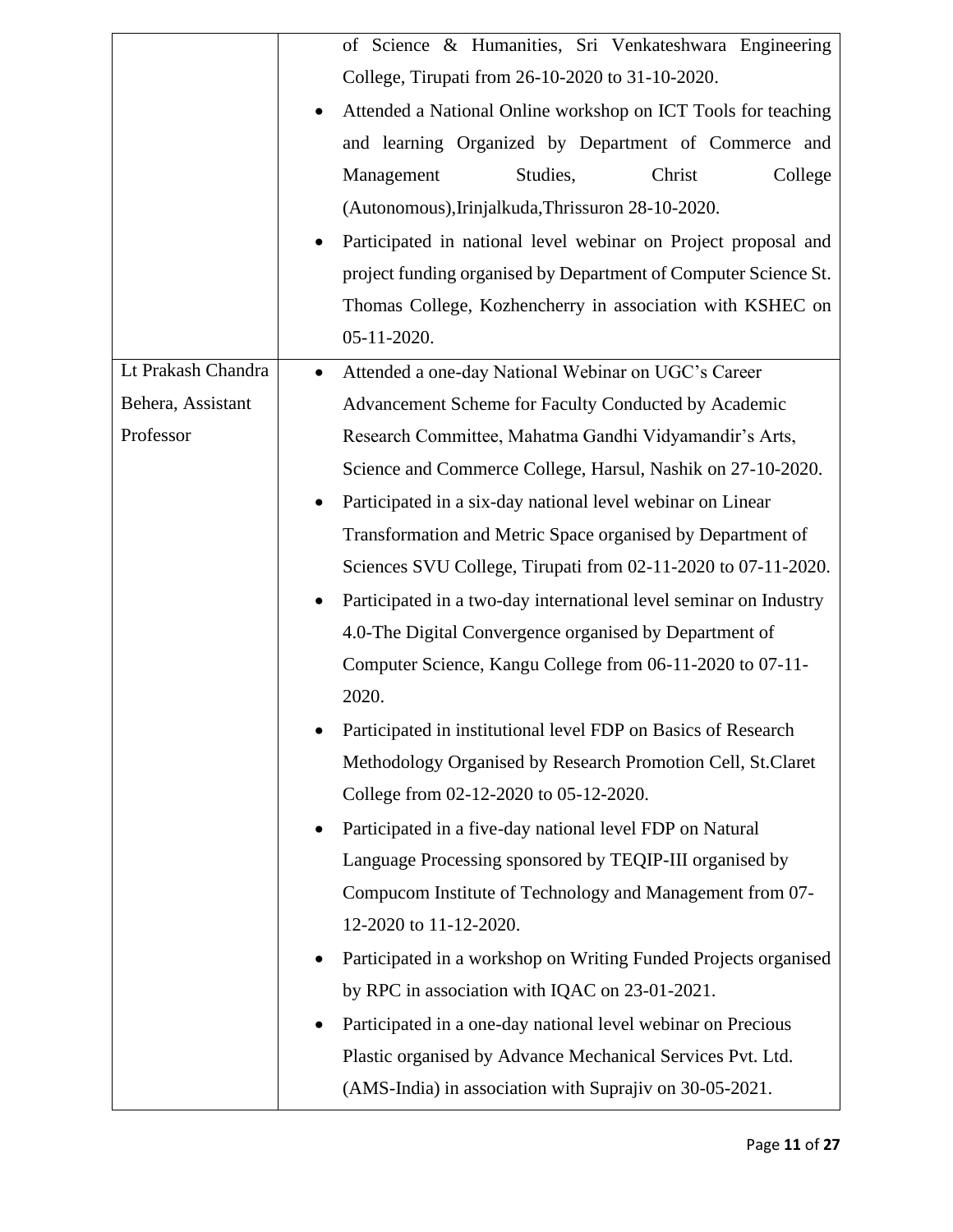| | |
|---|---|
| | of Science & Humanities, Sri Venkateshwara Engineering College, Tirupati from 26-10-2020 to 31-10-2020.<br>• Attended a National Online workshop on ICT Tools for teaching and learning Organized by Department of Commerce and Management Studies, Christ College (Autonomous),Irinjalkuda,Thrissuron 28-10-2020.<br>• Participated in national level webinar on Project proposal and project funding organised by Department of Computer Science St. Thomas College, Kozhencherry in association with KSHEC on 05-11-2020. |
| Lt Prakash Chandra Behera, Assistant Professor | • Attended a one-day National Webinar on UGC's Career Advancement Scheme for Faculty Conducted by Academic Research Committee, Mahatma Gandhi Vidyamandir's Arts, Science and Commerce College, Harsul, Nashik on 27-10-2020.<br>• Participated in a six-day national level webinar on Linear Transformation and Metric Space organised by Department of Sciences SVU College, Tirupati from 02-11-2020 to 07-11-2020.<br>• Participated in a two-day international level seminar on Industry 4.0-The Digital Convergence organised by Department of Computer Science, Kangu College from 06-11-2020 to 07-11-2020.<br>• Participated in institutional level FDP on Basics of Research Methodology Organised by Research Promotion Cell, St.Claret College from 02-12-2020 to 05-12-2020.<br>• Participated in a five-day national level FDP on Natural Language Processing sponsored by TEQIP-III organised by Compucom Institute of Technology and Management from 07-12-2020 to 11-12-2020.<br>• Participated in a workshop on Writing Funded Projects organised by RPC in association with IQAC on 23-01-2021.<br>• Participated in a one-day national level webinar on Precious Plastic organised by Advance Mechanical Services Pvt. Ltd. (AMS-India) in association with Suprajiv on 30-05-2021. |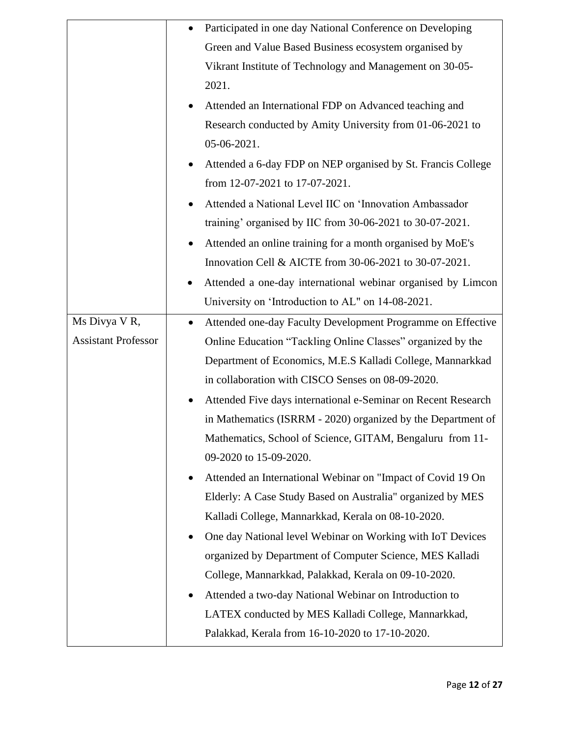| | |
|---|---|
| | • Participated in one day National Conference on Developing Green and Value Based Business ecosystem organised by Vikrant Institute of Technology and Management on 30-05-2021.<br>• Attended an International FDP on Advanced teaching and Research conducted by Amity University from 01-06-2021 to 05-06-2021.<br>• Attended a 6-day FDP on NEP organised by St. Francis College from 12-07-2021 to 17-07-2021.<br>• Attended a National Level IIC on 'Innovation Ambassador training' organised by IIC from 30-06-2021 to 30-07-2021.<br>• Attended an online training for a month organised by MoE's Innovation Cell & AICTE from 30-06-2021 to 30-07-2021.<br>• Attended a one-day international webinar organised by Limcon University on 'Introduction to AL" on 14-08-2021. |
| Ms Divya V R, Assistant Professor | • Attended one-day Faculty Development Programme on Effective Online Education "Tackling Online Classes" organized by the Department of Economics, M.E.S Kalladi College, Mannarkkad in collaboration with CISCO Senses on 08-09-2020.<br>• Attended Five days international e-Seminar on Recent Research in Mathematics (ISRRM - 2020) organized by the Department of Mathematics, School of Science, GITAM, Bengaluru from 11-09-2020 to 15-09-2020.<br>• Attended an International Webinar on "Impact of Covid 19 On Elderly: A Case Study Based on Australia" organized by MES Kalladi College, Mannarkkad, Kerala on 08-10-2020.<br>• One day National level Webinar on Working with IoT Devices organized by Department of Computer Science, MES Kalladi College, Mannarkkad, Palakkad, Kerala on 09-10-2020.<br>• Attended a two-day National Webinar on Introduction to LATEX conducted by MES Kalladi College, Mannarkkad, Palakkad, Kerala from 16-10-2020 to 17-10-2020. |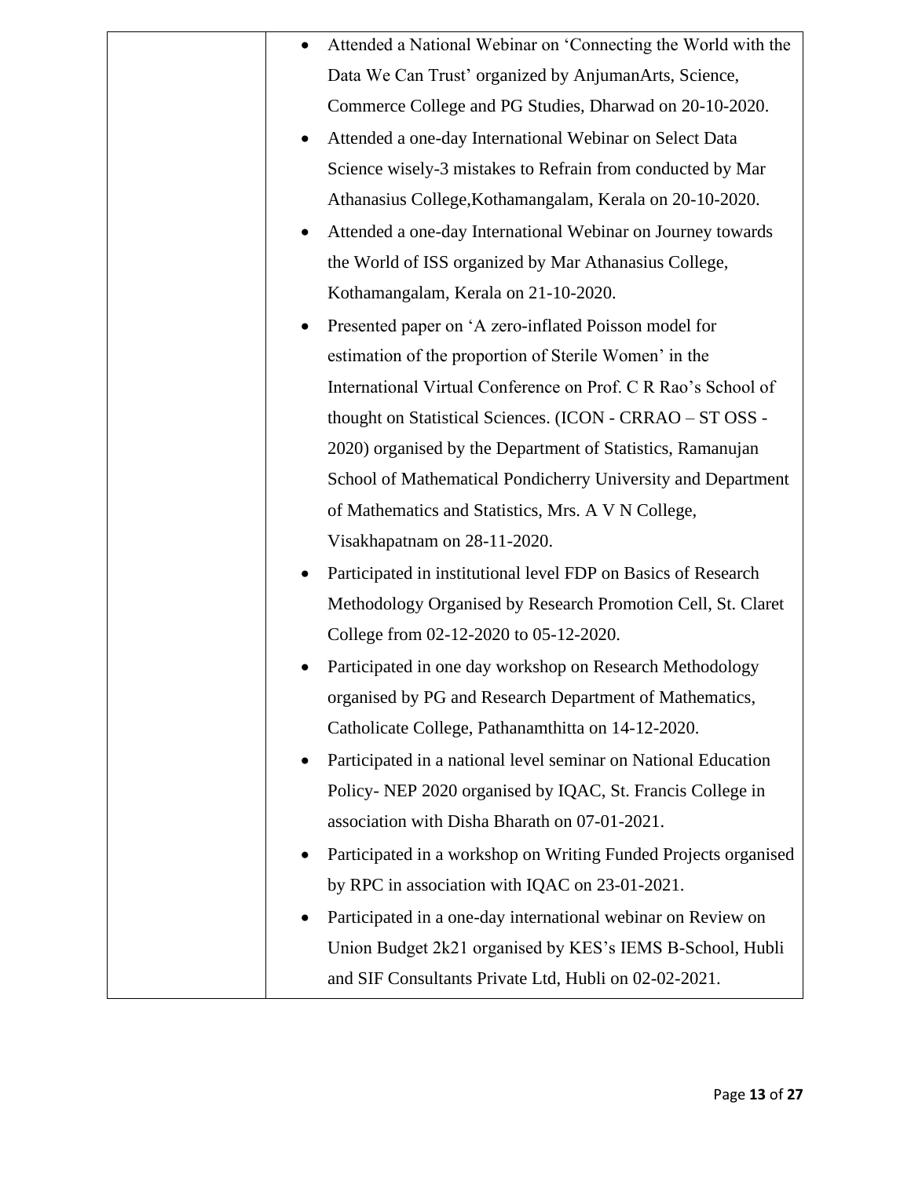| | • Attended a National Webinar on 'Connecting the World with the Data We Can Trust' organized by AnjumanArts, Science, Commerce College and PG Studies, Dharwad on 20-10-2020.<br>• Attended a one-day International Webinar on Select Data Science wisely-3 mistakes to Refrain from conducted by Mar Athanasius College,Kothamangalam, Kerala on 20-10-2020.<br>• Attended a one-day International Webinar on Journey towards the World of ISS organized by Mar Athanasius College, Kothamangalam, Kerala on 21-10-2020.<br>• Presented paper on 'A zero-inflated Poisson model for estimation of the proportion of Sterile Women' in the International Virtual Conference on Prof. C R Rao's School of thought on Statistical Sciences. (ICON - CRRAO – ST OSS - 2020) organised by the Department of Statistics, Ramanujan School of Mathematical Pondicherry University and Department of Mathematics and Statistics, Mrs. A V N College, Visakhapatnam on 28-11-2020.<br>• Participated in institutional level FDP on Basics of Research Methodology Organised by Research Promotion Cell, St. Claret College from 02-12-2020 to 05-12-2020.<br>• Participated in one day workshop on Research Methodology organised by PG and Research Department of Mathematics, Catholicate College, Pathanamthitta on 14-12-2020.<br>• Participated in a national level seminar on National Education Policy- NEP 2020 organised by IQAC, St. Francis College in association with Disha Bharath on 07-01-2021.<br>• Participated in a workshop on Writing Funded Projects organised by RPC in association with IQAC on 23-01-2021.<br>• Participated in a one-day international webinar on Review on Union Budget 2k21 organised by KES's IEMS B-School, Hubli and SIF Consultants Private Ltd, Hubli on 02-02-2021. |
|---|---|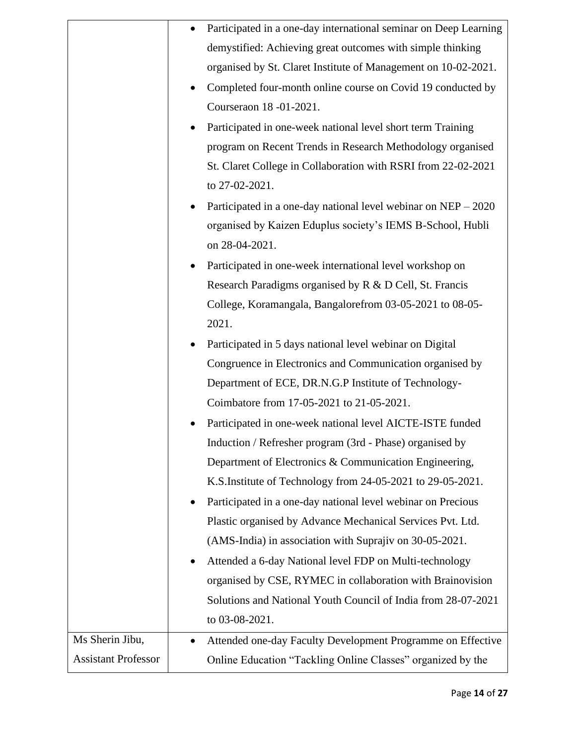| | |
|---|---|
| | • Participated in a one-day international seminar on Deep Learning demystified: Achieving great outcomes with simple thinking organised by St. Claret Institute of Management on 10-02-2021.<br>• Completed four-month online course on Covid 19 conducted by Courseraon 18 -01-2021.<br>• Participated in one-week national level short term Training program on Recent Trends in Research Methodology organised St. Claret College in Collaboration with RSRI from 22-02-2021 to 27-02-2021.<br>• Participated in a one-day national level webinar on NEP – 2020 organised by Kaizen Eduplus society's IEMS B-School, Hubli on 28-04-2021.<br>• Participated in one-week international level workshop on Research Paradigms organised by R & D Cell, St. Francis College, Koramangala, Bangalorefrom 03-05-2021 to 08-05-2021.<br>• Participated in 5 days national level webinar on Digital Congruence in Electronics and Communication organised by Department of ECE, DR.N.G.P Institute of Technology-Coimbatore from 17-05-2021 to 21-05-2021.<br>• Participated in one-week national level AICTE-ISTE funded Induction / Refresher program (3rd - Phase) organised by Department of Electronics & Communication Engineering, K.S.Institute of Technology from 24-05-2021 to 29-05-2021.<br>• Participated in a one-day national level webinar on Precious Plastic organised by Advance Mechanical Services Pvt. Ltd. (AMS-India) in association with Suprajiv on 30-05-2021.<br>• Attended a 6-day National level FDP on Multi-technology organised by CSE, RYMEC in collaboration with Brainovision Solutions and National Youth Council of India from 28-07-2021 to 03-08-2021. |
| Ms Sherin Jibu, Assistant Professor | • Attended one-day Faculty Development Programme on Effective Online Education "Tackling Online Classes" organized by the |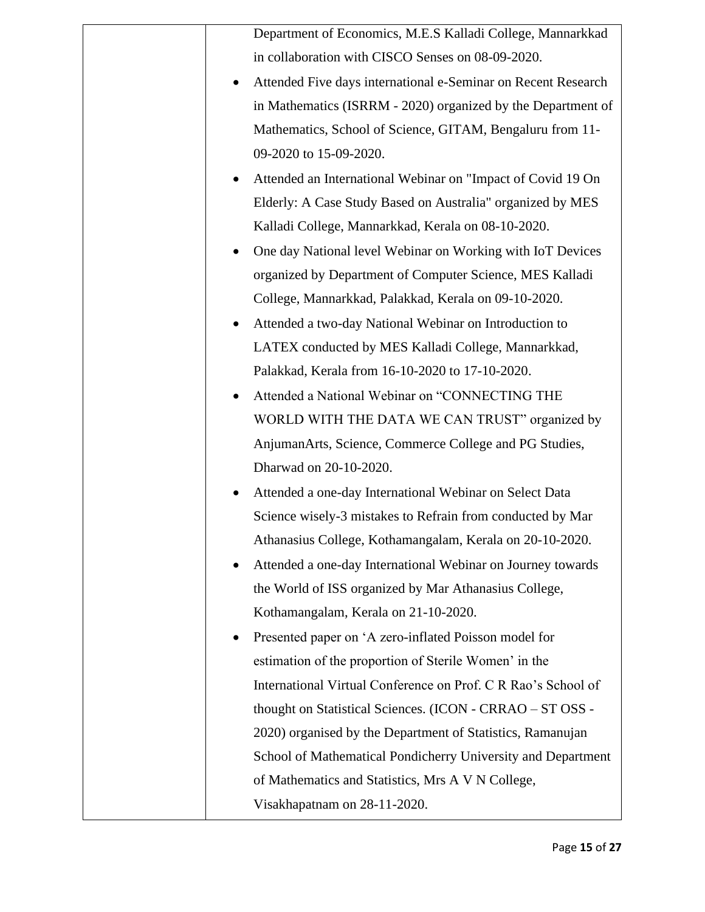| | Department of Economics, M.E.S Kalladi College, Mannarkkad in collaboration with CISCO Senses on 08-09-2020.<br>• Attended Five days international e-Seminar on Recent Research in Mathematics (ISRRM - 2020) organized by the Department of Mathematics, School of Science, GITAM, Bengaluru from 11-09-2020 to 15-09-2020.<br>• Attended an International Webinar on "Impact of Covid 19 On Elderly: A Case Study Based on Australia" organized by MES Kalladi College, Mannarkkad, Kerala on 08-10-2020.<br>• One day National level Webinar on Working with IoT Devices organized by Department of Computer Science, MES Kalladi College, Mannarkkad, Palakkad, Kerala on 09-10-2020.<br>• Attended a two-day National Webinar on Introduction to LATEX conducted by MES Kalladi College, Mannarkkad, Palakkad, Kerala from 16-10-2020 to 17-10-2020.<br>• Attended a National Webinar on "CONNECTING THE WORLD WITH THE DATA WE CAN TRUST" organized by AnjumanArts, Science, Commerce College and PG Studies, Dharwad on 20-10-2020.<br>• Attended a one-day International Webinar on Select Data Science wisely-3 mistakes to Refrain from conducted by Mar Athanasius College, Kothamangalam, Kerala on 20-10-2020.<br>• Attended a one-day International Webinar on Journey towards the World of ISS organized by Mar Athanasius College, Kothamangalam, Kerala on 21-10-2020.<br>• Presented paper on 'A zero-inflated Poisson model for estimation of the proportion of Sterile Women' in the International Virtual Conference on Prof. C R Rao's School of thought on Statistical Sciences. (ICON - CRRAO – ST OSS - 2020) organised by the Department of Statistics, Ramanujan School of Mathematical Pondicherry University and Department of Mathematics and Statistics, Mrs A V N College, Visakhapatnam on 28-11-2020. |
|---|---|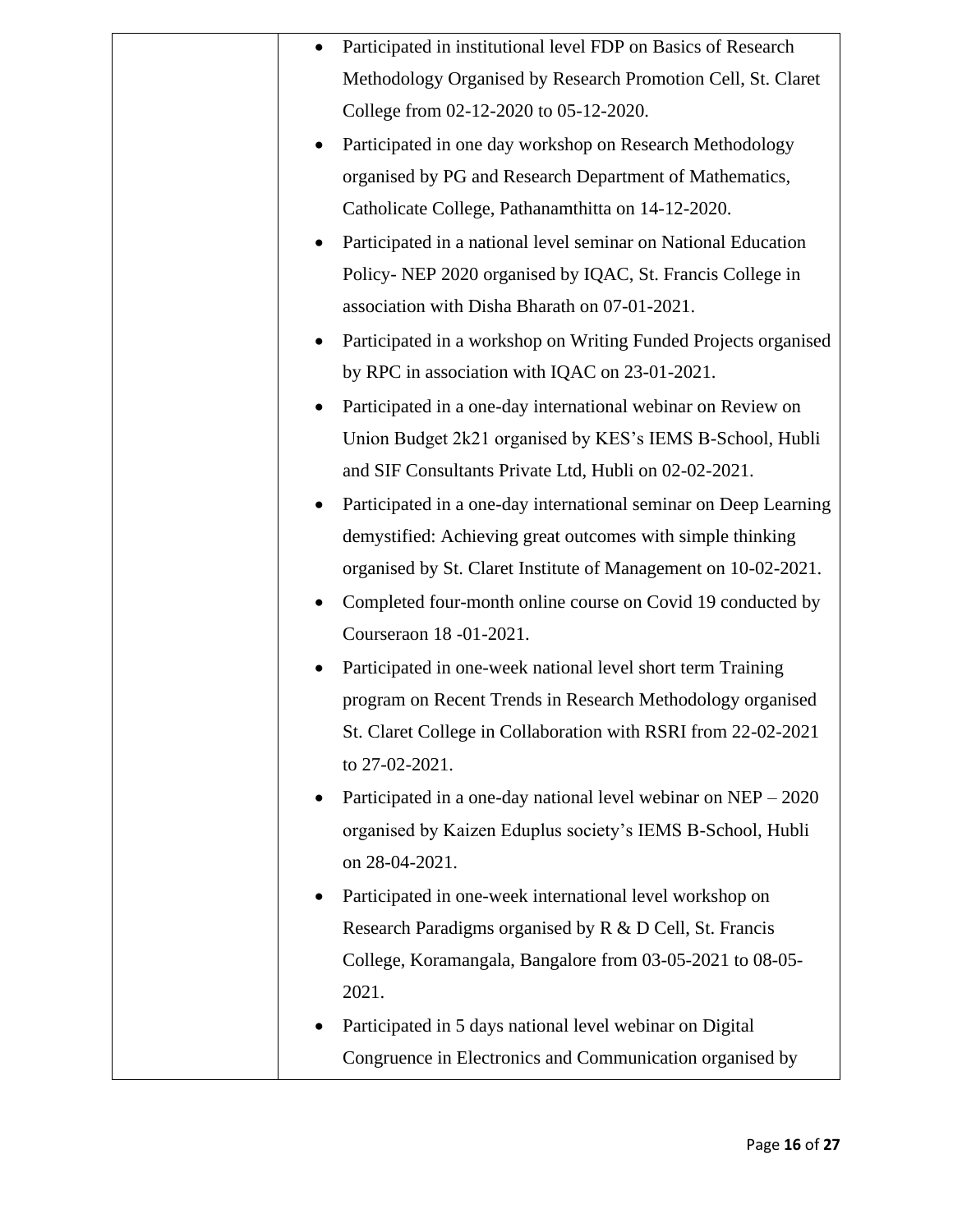| | |
|---|---|
| | • Participated in institutional level FDP on Basics of Research Methodology Organised by Research Promotion Cell, St. Claret College from 02-12-2020 to 05-12-2020.<br>• Participated in one day workshop on Research Methodology organised by PG and Research Department of Mathematics, Catholicate College, Pathanamthitta on 14-12-2020.<br>• Participated in a national level seminar on National Education Policy- NEP 2020 organised by IQAC, St. Francis College in association with Disha Bharath on 07-01-2021.<br>• Participated in a workshop on Writing Funded Projects organised by RPC in association with IQAC on 23-01-2021.<br>• Participated in a one-day international webinar on Review on Union Budget 2k21 organised by KES's IEMS B-School, Hubli and SIF Consultants Private Ltd, Hubli on 02-02-2021.<br>• Participated in a one-day international seminar on Deep Learning demystified: Achieving great outcomes with simple thinking organised by St. Claret Institute of Management on 10-02-2021.<br>• Completed four-month online course on Covid 19 conducted by Courseraon 18 -01-2021.<br>• Participated in one-week national level short term Training program on Recent Trends in Research Methodology organised St. Claret College in Collaboration with RSRI from 22-02-2021 to 27-02-2021.<br>• Participated in a one-day national level webinar on NEP – 2020 organised by Kaizen Eduplus society's IEMS B-School, Hubli on 28-04-2021.<br>• Participated in one-week international level workshop on Research Paradigms organised by R & D Cell, St. Francis College, Koramangala, Bangalore from 03-05-2021 to 08-05-2021.<br>• Participated in 5 days national level webinar on Digital Congruence in Electronics and Communication organised by |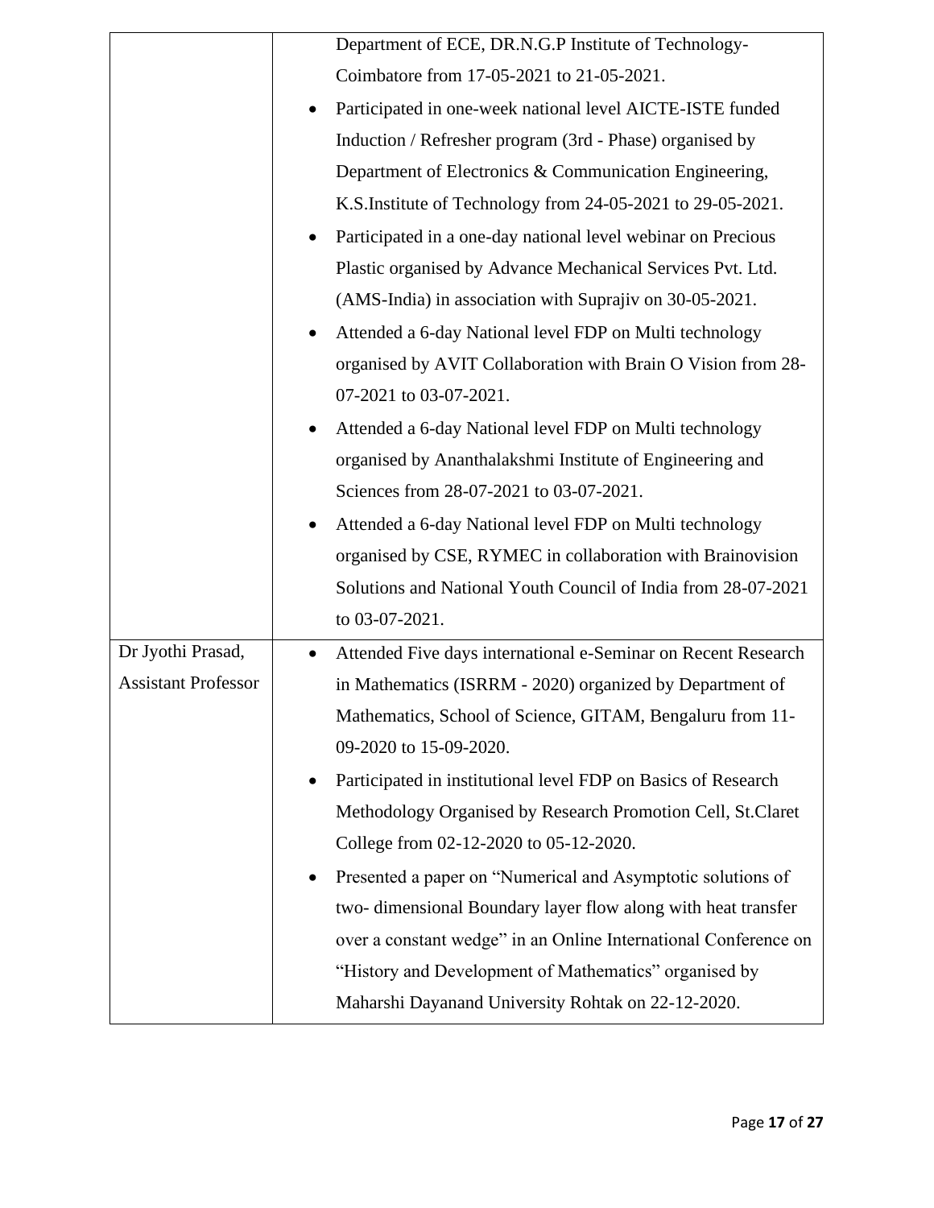| | |
|---|---|
| | Department of ECE, DR.N.G.P Institute of Technology-Coimbatore from 17-05-2021 to 21-05-2021.<br>• Participated in one-week national level AICTE-ISTE funded Induction / Refresher program (3rd - Phase) organised by Department of Electronics & Communication Engineering, K.S.Institute of Technology from 24-05-2021 to 29-05-2021.<br>• Participated in a one-day national level webinar on Precious Plastic organised by Advance Mechanical Services Pvt. Ltd. (AMS-India) in association with Suprajiv on 30-05-2021.<br>• Attended a 6-day National level FDP on Multi technology organised by AVIT Collaboration with Brain O Vision from 28-07-2021 to 03-07-2021.<br>• Attended a 6-day National level FDP on Multi technology organised by Ananthalakshmi Institute of Engineering and Sciences from 28-07-2021 to 03-07-2021.<br>• Attended a 6-day National level FDP on Multi technology organised by CSE, RYMEC in collaboration with Brainovision Solutions and National Youth Council of India from 28-07-2021 to 03-07-2021. |
| Dr Jyothi Prasad, Assistant Professor | • Attended Five days international e-Seminar on Recent Research in Mathematics (ISRRM - 2020) organized by Department of Mathematics, School of Science, GITAM, Bengaluru from 11-09-2020 to 15-09-2020.<br>• Participated in institutional level FDP on Basics of Research Methodology Organised by Research Promotion Cell, St.Claret College from 02-12-2020 to 05-12-2020.<br>• Presented a paper on "Numerical and Asymptotic solutions of two- dimensional Boundary layer flow along with heat transfer over a constant wedge" in an Online International Conference on "History and Development of Mathematics" organised by Maharshi Dayanand University Rohtak on 22-12-2020. |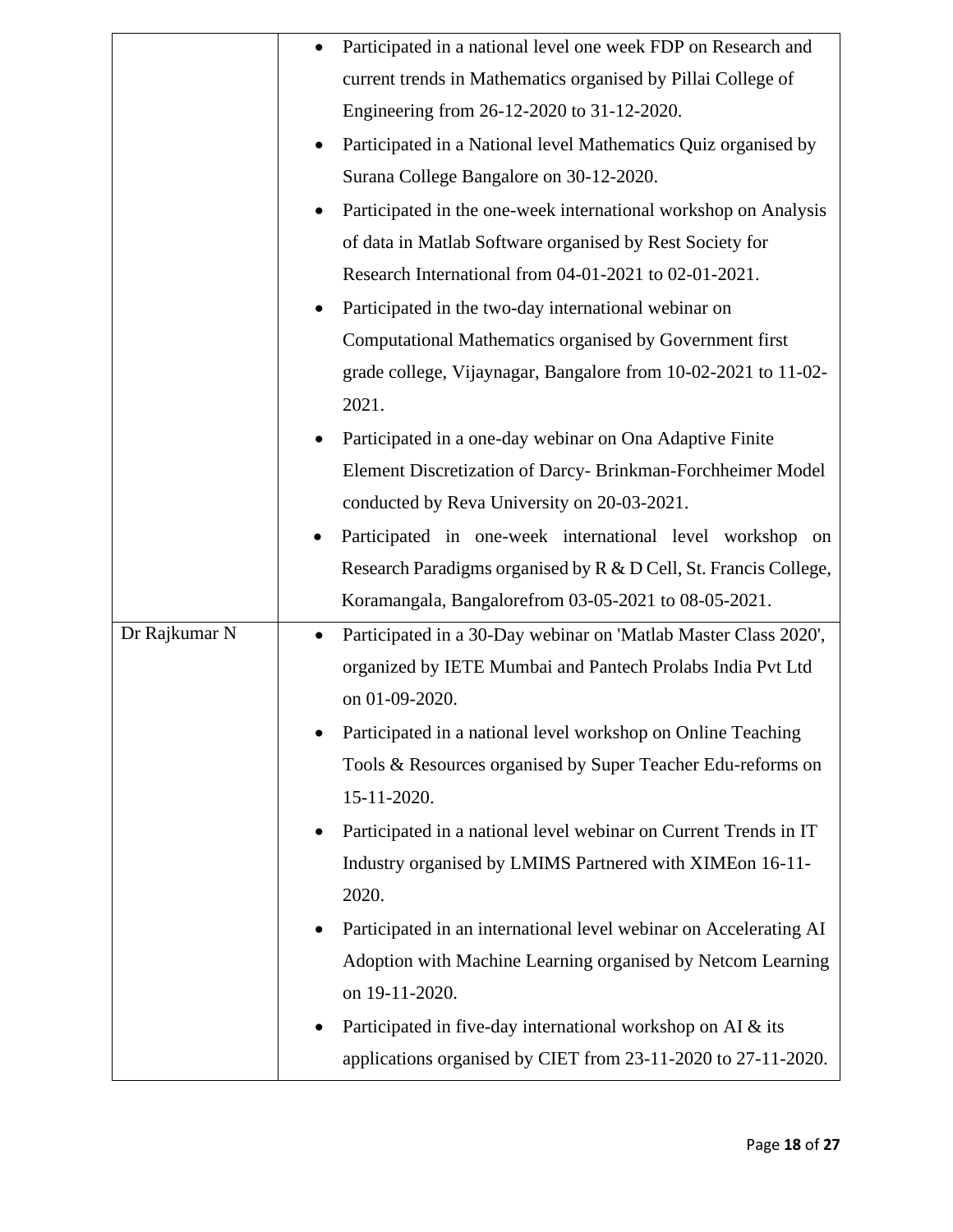| | |
|---|---|
| | • Participated in a national level one week FDP on Research and current trends in Mathematics organised by Pillai College of Engineering from 26-12-2020 to 31-12-2020.<br>• Participated in a National level Mathematics Quiz organised by Surana College Bangalore on 30-12-2020.<br>• Participated in the one-week international workshop on Analysis of data in Matlab Software organised by Rest Society for Research International from 04-01-2021 to 02-01-2021.<br>• Participated in the two-day international webinar on Computational Mathematics organised by Government first grade college, Vijaynagar, Bangalore from 10-02-2021 to 11-02-2021.<br>• Participated in a one-day webinar on Ona Adaptive Finite Element Discretization of Darcy- Brinkman-Forchheimer Model conducted by Reva University on 20-03-2021.<br>• Participated in one-week international level workshop on Research Paradigms organised by R & D Cell, St. Francis College, Koramangala, Bangalorefrom 03-05-2021 to 08-05-2021. |
| Dr Rajkumar N | • Participated in a 30-Day webinar on 'Matlab Master Class 2020', organized by IETE Mumbai and Pantech Prolabs India Pvt Ltd on 01-09-2020.<br>• Participated in a national level workshop on Online Teaching Tools & Resources organised by Super Teacher Edu-reforms on 15-11-2020.<br>• Participated in a national level webinar on Current Trends in IT Industry organised by LMIMS Partnered with XIMEon 16-11-2020.<br>• Participated in an international level webinar on Accelerating AI Adoption with Machine Learning organised by Netcom Learning on 19-11-2020.<br>• Participated in five-day international workshop on AI & its applications organised by CIET from 23-11-2020 to 27-11-2020. |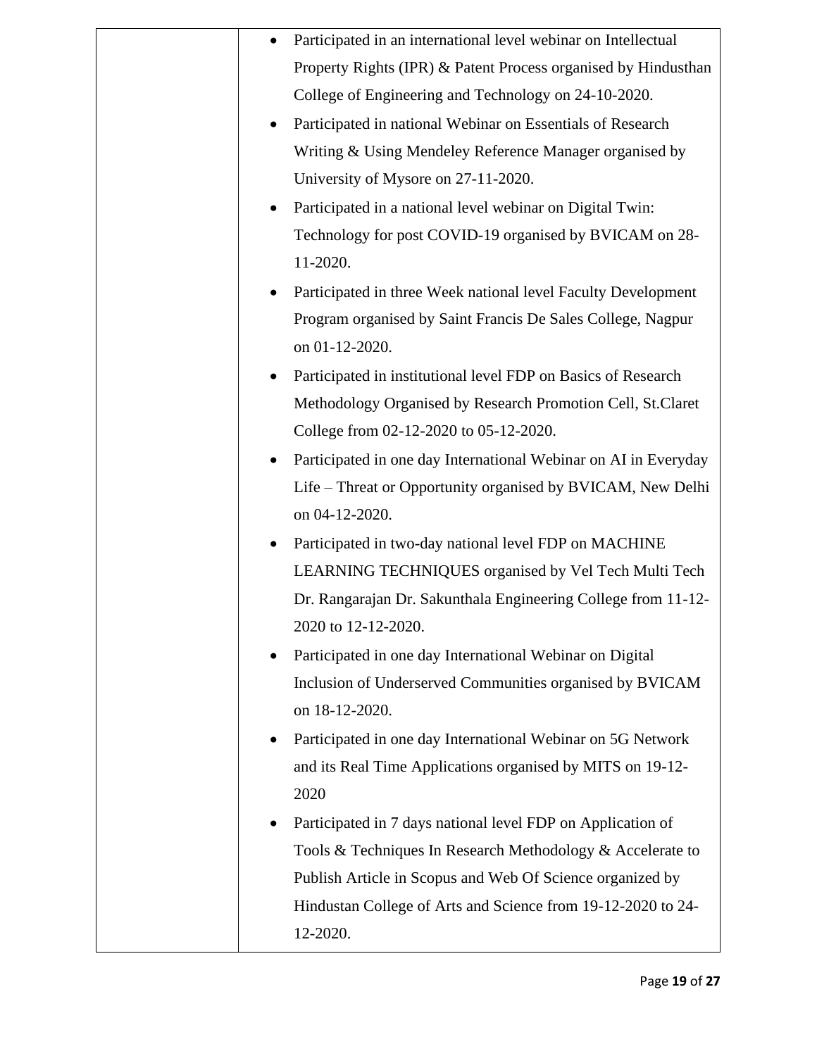| | <ul><li>Participated in an international level webinar on Intellectual Property Rights (IPR) & Patent Process organised by Hindusthan College of Engineering and Technology on 24-10-2020.</li><li>Participated in national Webinar on Essentials of Research Writing & Using Mendeley Reference Manager organised by University of Mysore on 27-11-2020.</li><li>Participated in a national level webinar on Digital Twin: Technology for post COVID-19 organised by BVICAM on 28-11-2020.</li><li>Participated in three Week national level Faculty Development Program organised by Saint Francis De Sales College, Nagpur on 01-12-2020.</li><li>Participated in institutional level FDP on Basics of Research Methodology Organised by Research Promotion Cell, St.Claret College from 02-12-2020 to 05-12-2020.</li><li>Participated in one day International Webinar on AI in Everyday Life – Threat or Opportunity organised by BVICAM, New Delhi on 04-12-2020.</li><li>Participated in two-day national level FDP on MACHINE LEARNING TECHNIQUES organised by Vel Tech Multi Tech Dr. Rangarajan Dr. Sakunthala Engineering College from 11-12-2020 to 12-12-2020.</li><li>Participated in one day International Webinar on Digital Inclusion of Underserved Communities organised by BVICAM on 18-12-2020.</li><li>Participated in one day International Webinar on 5G Network and its Real Time Applications organised by MITS on 19-12-2020</li><li>Participated in 7 days national level FDP on Application of Tools & Techniques In Research Methodology & Accelerate to Publish Article in Scopus and Web Of Science organized by Hindustan College of Arts and Science from 19-12-2020 to 24-12-2020.</li></ul> |
|---|---|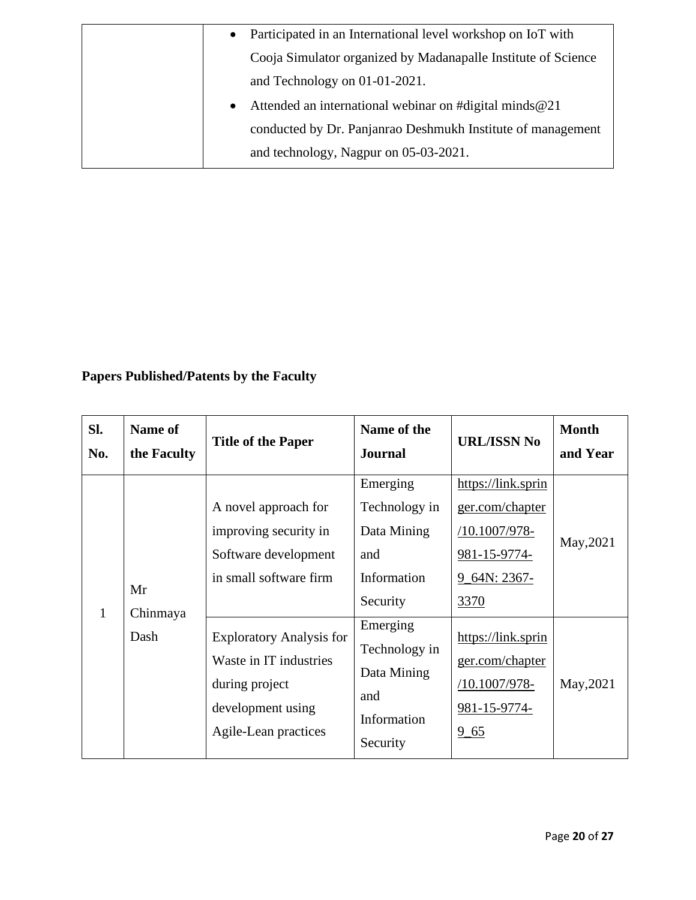| | |
|---|---|
| | • Participated in an International level workshop on IoT with Cooja Simulator organized by Madanapalle Institute of Science and Technology on 01-01-2021.<br>• Attended an international webinar on #digital minds@21 conducted by Dr. Panjanrao Deshmukh Institute of management and technology, Nagpur on 05-03-2021. |

**Papers Published/Patents by the Faculty**

| Sl. No. | Name of the Faculty | Title of the Paper | Name of the Journal | URL/ISSN No | Month and Year |
|---|---|---|---|---|---|
| 1 | Mr Chinmaya Dash | A novel approach for improving security in Software development in small software firm | Emerging Technology in Data Mining and Information Security | https://link.springer.com/chapter/10.1007/978-981-15-9774-9_64N: 2367-3370 | May,2021 |
| | | Exploratory Analysis for Waste in IT industries during project development using Agile-Lean practices | Emerging Technology in Data Mining and Information Security | https://link.springer.com/chapter/10.1007/978-981-15-9774-9_65 | May,2021 |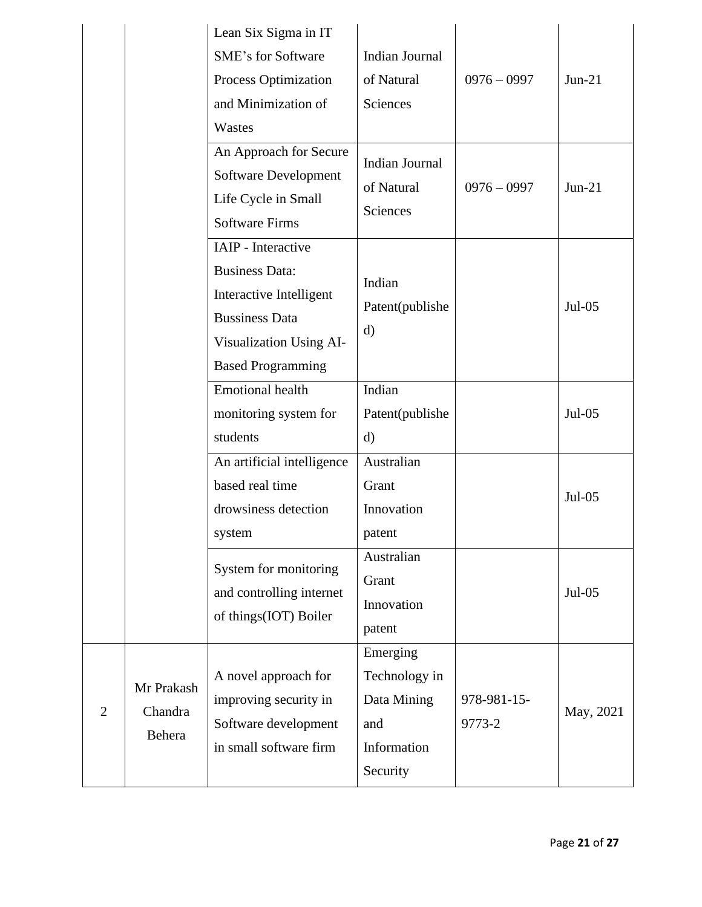| | | | | | |
|---|---|---|---|---|---|
| | | Lean Six Sigma in IT SME's for Software Process Optimization and Minimization of Wastes | Indian Journal of Natural Sciences | 0976 – 0997 | Jun-21 |
| | | An Approach for Secure Software Development Life Cycle in Small Software Firms | Indian Journal of Natural Sciences | 0976 – 0997 | Jun-21 |
| | | IAIP - Interactive Business Data: Interactive Intelligent Bussiness Data Visualization Using AI-Based Programming | Indian Patent(published) | | Jul-05 |
| | | Emotional health monitoring system for students | Indian Patent(published) | | Jul-05 |
| | | An artificial intelligence based real time drowsiness detection system | Australian Grant Innovation patent | | Jul-05 |
| | | System for monitoring and controlling internet of things(IOT) Boiler | Australian Grant Innovation patent | | Jul-05 |
| 2 | Mr Prakash Chandra Behera | A novel approach for improving security in Software development in small software firm | Emerging Technology in Data Mining and Information Security | 978-981-15-9773-2 | May, 2021 |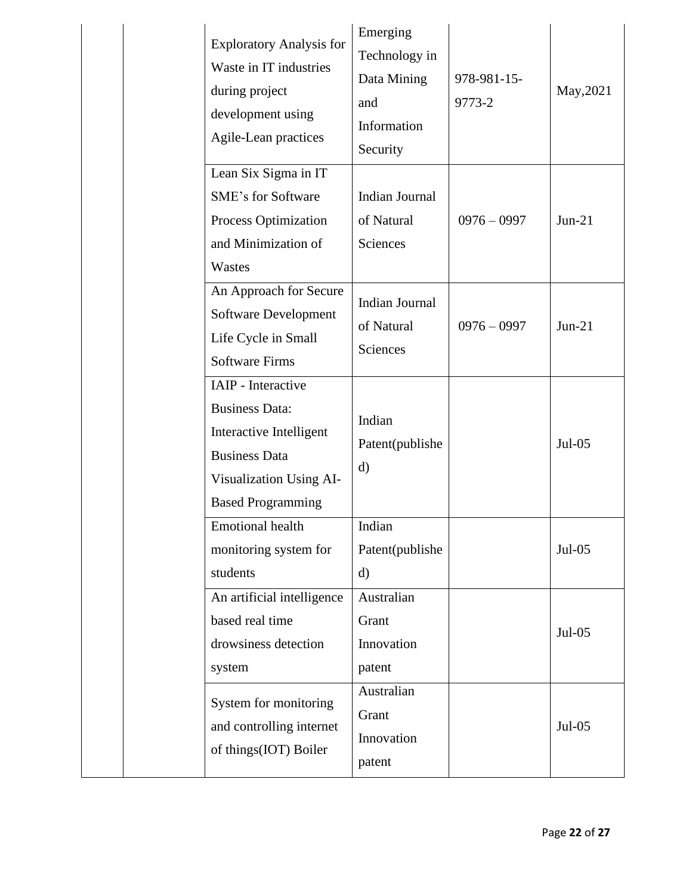| | | | | | |
|---|---|---|---|---|---|
| | | Exploratory Analysis for Waste in IT industries during project development using Agile-Lean practices | Emerging Technology in Data Mining and Information Security | 978-981-15-9773-2 | May,2021 |
| | | Lean Six Sigma in IT SME's for Software Process Optimization and Minimization of Wastes | Indian Journal of Natural Sciences | 0976 – 0997 | Jun-21 |
| | | An Approach for Secure Software Development Life Cycle in Small Software Firms | Indian Journal of Natural Sciences | 0976 – 0997 | Jun-21 |
| | | IAIP - Interactive Business Data: Interactive Intelligent Business Data Visualization Using AI-Based Programming | Indian Patent(published) | | Jul-05 |
| | | Emotional health monitoring system for students | Indian Patent(published) | | Jul-05 |
| | | An artificial intelligence based real time drowsiness detection system | Australian Grant Innovation patent | | Jul-05 |
| | | System for monitoring and controlling internet of things(IOT) Boiler | Australian Grant Innovation patent | | Jul-05 |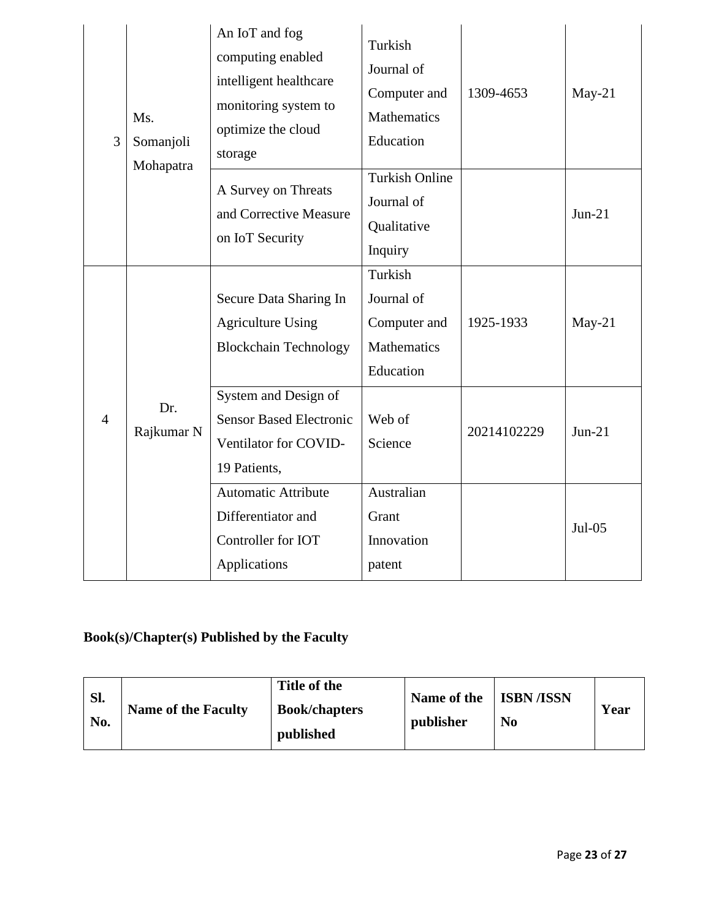| | | | | | |
|---|---|---|---|---|---|
| 3 | Ms. Somanjoli Mohapatra | An IoT and fog computing enabled intelligent healthcare monitoring system to optimize the cloud storage | Turkish Journal of Computer and Mathematics Education | 1309-4653 | May-21 |
| | | A Survey on Threats and Corrective Measure on IoT Security | Turkish Online Journal of Qualitative Inquiry | | Jun-21 |
| 4 | Dr. Rajkumar N | Secure Data Sharing In Agriculture Using Blockchain Technology | Turkish Journal of Computer and Mathematics Education | 1925-1933 | May-21 |
| | | System and Design of Sensor Based Electronic Ventilator for COVID-19 Patients, | Web of Science | 20214102229 | Jun-21 |
| | | Automatic Attribute Differentiator and Controller for IOT Applications | Australian Grant Innovation patent | | Jul-05 |

**Book(s)/Chapter(s) Published by the Faculty**

| Sl. No. | Name of the Faculty | Title of the Book/chapters published | Name of the publisher | ISBN /ISSN No | Year |
|---|---|---|---|---|---|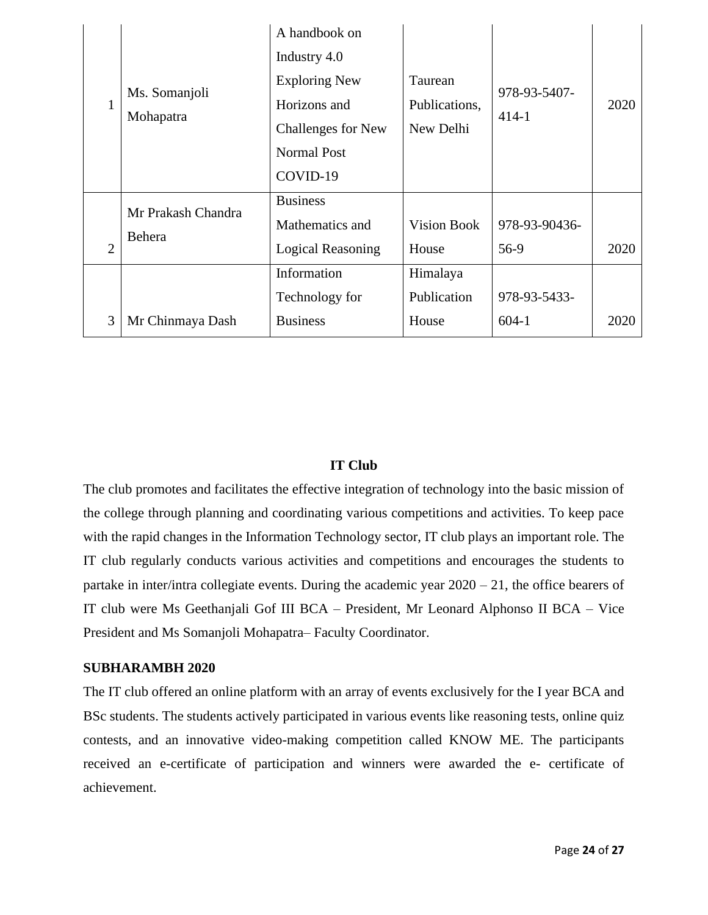| 1 | Ms. Somanjoli Mohapatra | A handbook on Industry 4.0 Exploring New Horizons and Challenges for New Normal Post COVID-19 | Taurean Publications, New Delhi | 978-93-5407-414-1 | 2020 |
|---|---|---|---|---|---|
| 2 | Mr Prakash Chandra Behera | Business Mathematics and Logical Reasoning | Vision Book House | 978-93-90436-56-9 | 2020 |
| 3 | Mr Chinmaya Dash | Information Technology for Business | Himalaya Publication House | 978-93-5433-604-1 | 2020 |

**IT Club**

The club promotes and facilitates the effective integration of technology into the basic mission of the college through planning and coordinating various competitions and activities. To keep pace with the rapid changes in the Information Technology sector, IT club plays an important role. The IT club regularly conducts various activities and competitions and encourages the students to partake in inter/intra collegiate events. During the academic year 2020 – 21, the office bearers of IT club were Ms Geethanjali Gof III BCA – President, Mr Leonard Alphonso II BCA – Vice President and Ms Somanjoli Mohapatra– Faculty Coordinator.

**SUBHARAMBH 2020**

The IT club offered an online platform with an array of events exclusively for the I year BCA and BSc students. The students actively participated in various events like reasoning tests, online quiz contests, and an innovative video-making competition called KNOW ME. The participants received an e-certificate of participation and winners were awarded the e- certificate of achievement.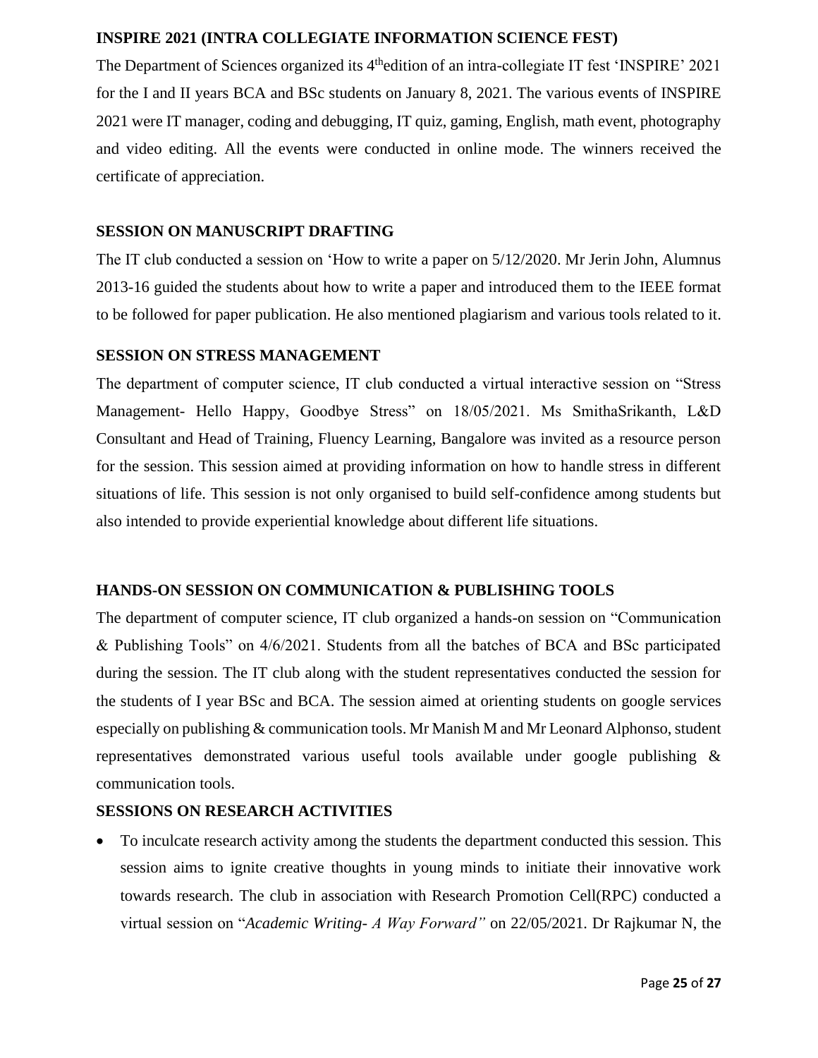**INSPIRE 2021 (INTRA COLLEGIATE INFORMATION SCIENCE FEST)**

The Department of Sciences organized its 4thedition of an intra-collegiate IT fest 'INSPIRE' 2021 for the I and II years BCA and BSc students on January 8, 2021. The various events of INSPIRE 2021 were IT manager, coding and debugging, IT quiz, gaming, English, math event, photography and video editing. All the events were conducted in online mode. The winners received the certificate of appreciation.

**SESSION ON MANUSCRIPT DRAFTING**

The IT club conducted a session on 'How to write a paper on 5/12/2020. Mr Jerin John, Alumnus 2013-16 guided the students about how to write a paper and introduced them to the IEEE format to be followed for paper publication. He also mentioned plagiarism and various tools related to it.

**SESSION ON STRESS MANAGEMENT**

The department of computer science, IT club conducted a virtual interactive session on "Stress Management- Hello Happy, Goodbye Stress" on 18/05/2021. Ms SmithaSrikanth, L&D Consultant and Head of Training, Fluency Learning, Bangalore was invited as a resource person for the session. This session aimed at providing information on how to handle stress in different situations of life. This session is not only organised to build self-confidence among students but also intended to provide experiential knowledge about different life situations.

**HANDS-ON SESSION ON COMMUNICATION & PUBLISHING TOOLS**

The department of computer science, IT club organized a hands-on session on "Communication & Publishing Tools" on 4/6/2021. Students from all the batches of BCA and BSc participated during the session. The IT club along with the student representatives conducted the session for the students of I year BSc and BCA. The session aimed at orienting students on google services especially on publishing & communication tools. Mr Manish M and Mr Leonard Alphonso, student representatives demonstrated various useful tools available under google publishing & communication tools.

**SESSIONS ON RESEARCH ACTIVITIES**

- To inculcate research activity among the students the department conducted this session. This session aims to ignite creative thoughts in young minds to initiate their innovative work towards research. The club in association with Research Promotion Cell(RPC) conducted a virtual session on "*Academic Writing- A Way Forward"* on 22/05/2021. Dr Rajkumar N, the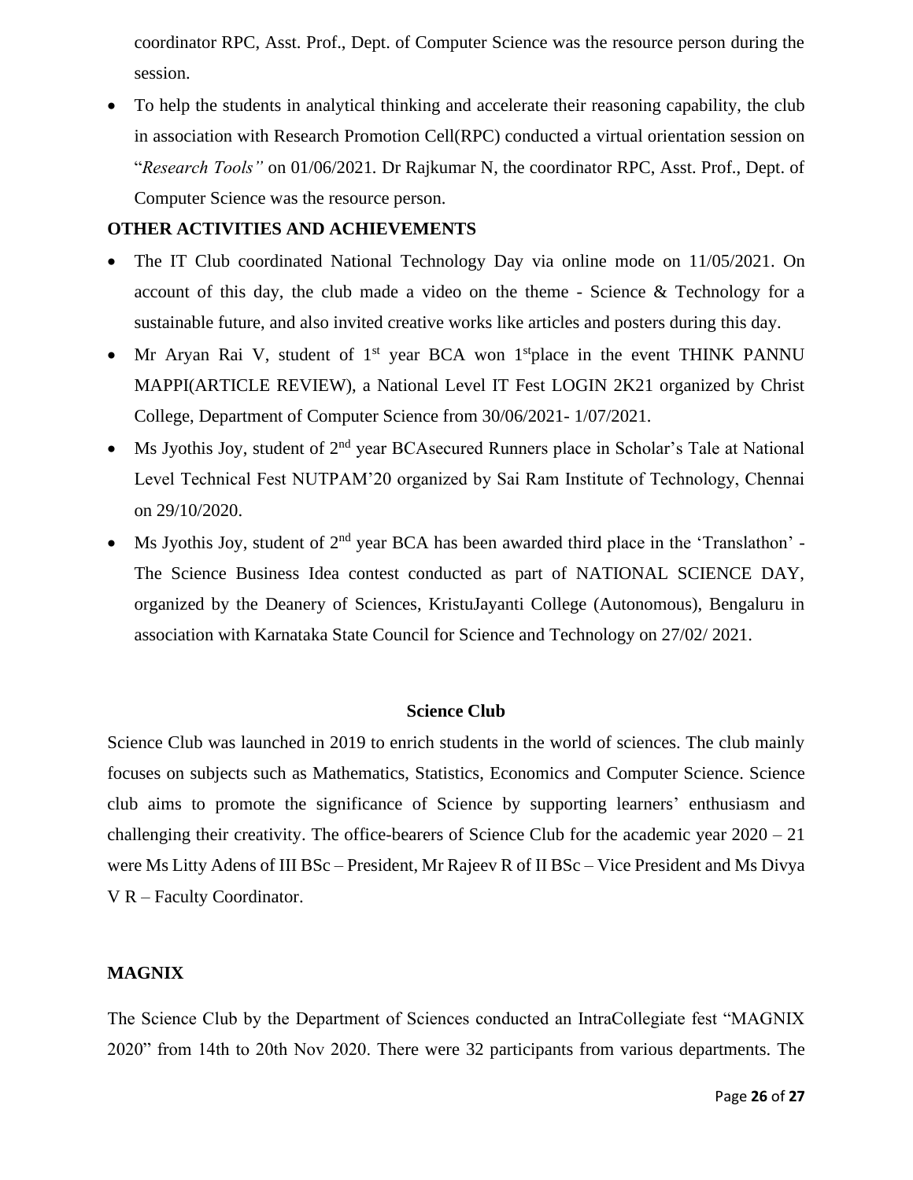coordinator RPC, Asst. Prof., Dept. of Computer Science was the resource person during the session.

- To help the students in analytical thinking and accelerate their reasoning capability, the club in association with Research Promotion Cell(RPC) conducted a virtual orientation session on "*Research Tools"* on 01/06/2021. Dr Rajkumar N, the coordinator RPC, Asst. Prof., Dept. of Computer Science was the resource person.

**OTHER ACTIVITIES AND ACHIEVEMENTS**

- The IT Club coordinated National Technology Day via online mode on 11/05/2021. On account of this day, the club made a video on the theme - Science & Technology for a sustainable future, and also invited creative works like articles and posters during this day.
- Mr Aryan Rai V, student of 1st year BCA won 1stplace in the event THINK PANNU MAPPI(ARTICLE REVIEW), a National Level IT Fest LOGIN 2K21 organized by Christ College, Department of Computer Science from 30/06/2021- 1/07/2021.
- Ms Jyothis Joy, student of 2nd year BCAsecured Runners place in Scholar's Tale at National Level Technical Fest NUTPAM'20 organized by Sai Ram Institute of Technology, Chennai on 29/10/2020.
- Ms Jyothis Joy, student of 2nd year BCA has been awarded third place in the 'Translathon' - The Science Business Idea contest conducted as part of NATIONAL SCIENCE DAY, organized by the Deanery of Sciences, KristuJayanti College (Autonomous), Bengaluru in association with Karnataka State Council for Science and Technology on 27/02/ 2021.

## Science Club

Science Club was launched in 2019 to enrich students in the world of sciences. The club mainly focuses on subjects such as Mathematics, Statistics, Economics and Computer Science. Science club aims to promote the significance of Science by supporting learners' enthusiasm and challenging their creativity. The office-bearers of Science Club for the academic year 2020 – 21 were Ms Litty Adens of III BSc – President, Mr Rajeev R of II BSc – Vice President and Ms Divya V R – Faculty Coordinator.

**MAGNIX**

The Science Club by the Department of Sciences conducted an IntraCollegiate fest "MAGNIX 2020" from 14th to 20th Nov 2020. There were 32 participants from various departments. The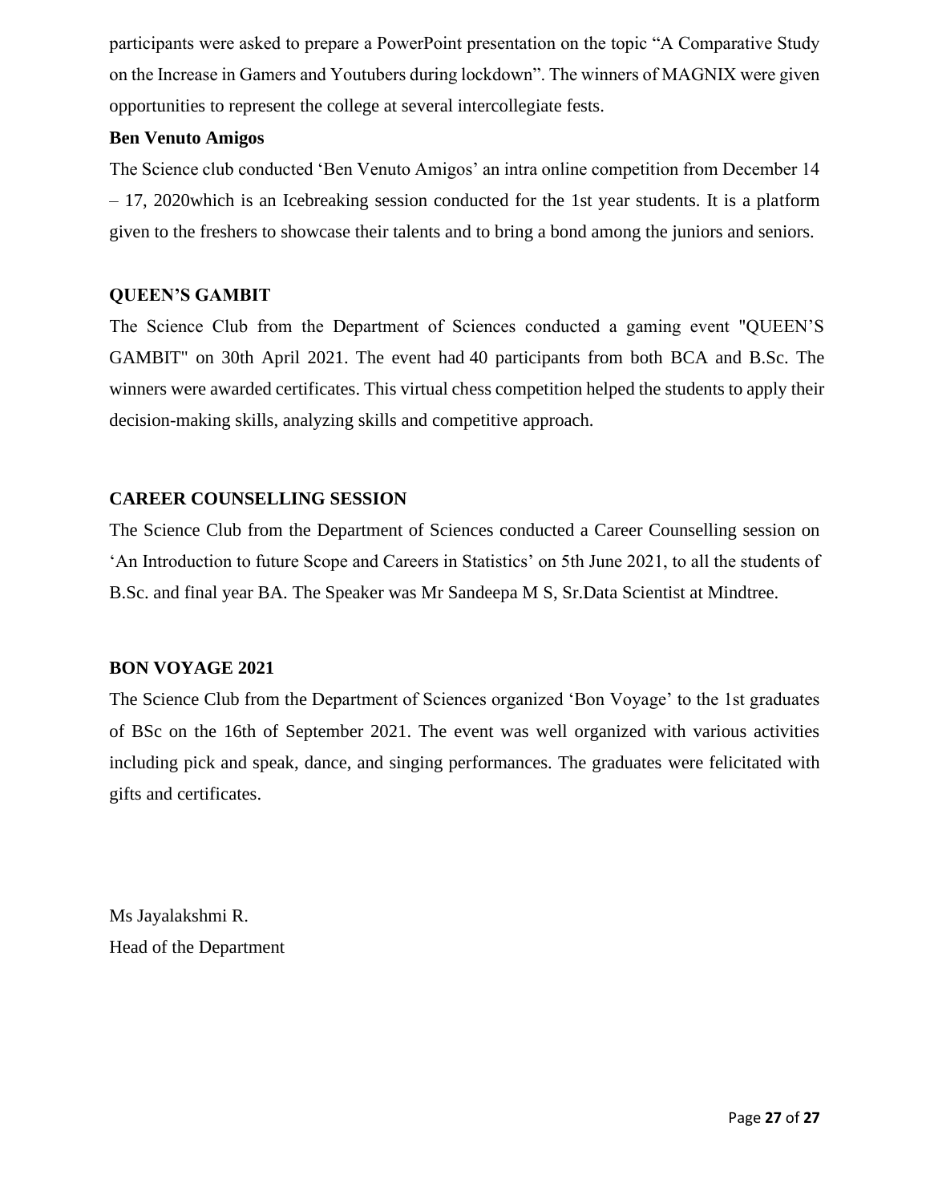participants were asked to prepare a PowerPoint presentation on the topic "A Comparative Study on the Increase in Gamers and Youtubers during lockdown". The winners of MAGNIX were given opportunities to represent the college at several intercollegiate fests.

**Ben Venuto Amigos**

The Science club conducted 'Ben Venuto Amigos' an intra online competition from December 14 – 17, 2020which is an Icebreaking session conducted for the 1st year students. It is a platform given to the freshers to showcase their talents and to bring a bond among the juniors and seniors.

**QUEEN'S GAMBIT**

The Science Club from the Department of Sciences conducted a gaming event "QUEEN'S GAMBIT" on 30th April 2021. The event had 40 participants from both BCA and B.Sc. The winners were awarded certificates. This virtual chess competition helped the students to apply their decision-making skills, analyzing skills and competitive approach.

**CAREER COUNSELLING SESSION**

The Science Club from the Department of Sciences conducted a Career Counselling session on 'An Introduction to future Scope and Careers in Statistics' on 5th June 2021, to all the students of B.Sc. and final year BA. The Speaker was Mr Sandeepa M S, Sr.Data Scientist at Mindtree.

**BON VOYAGE 2021**

The Science Club from the Department of Sciences organized 'Bon Voyage' to the 1st graduates of BSc on the 16th of September 2021. The event was well organized with various activities including pick and speak, dance, and singing performances. The graduates were felicitated with gifts and certificates.

Ms Jayalakshmi R.
Head of the Department